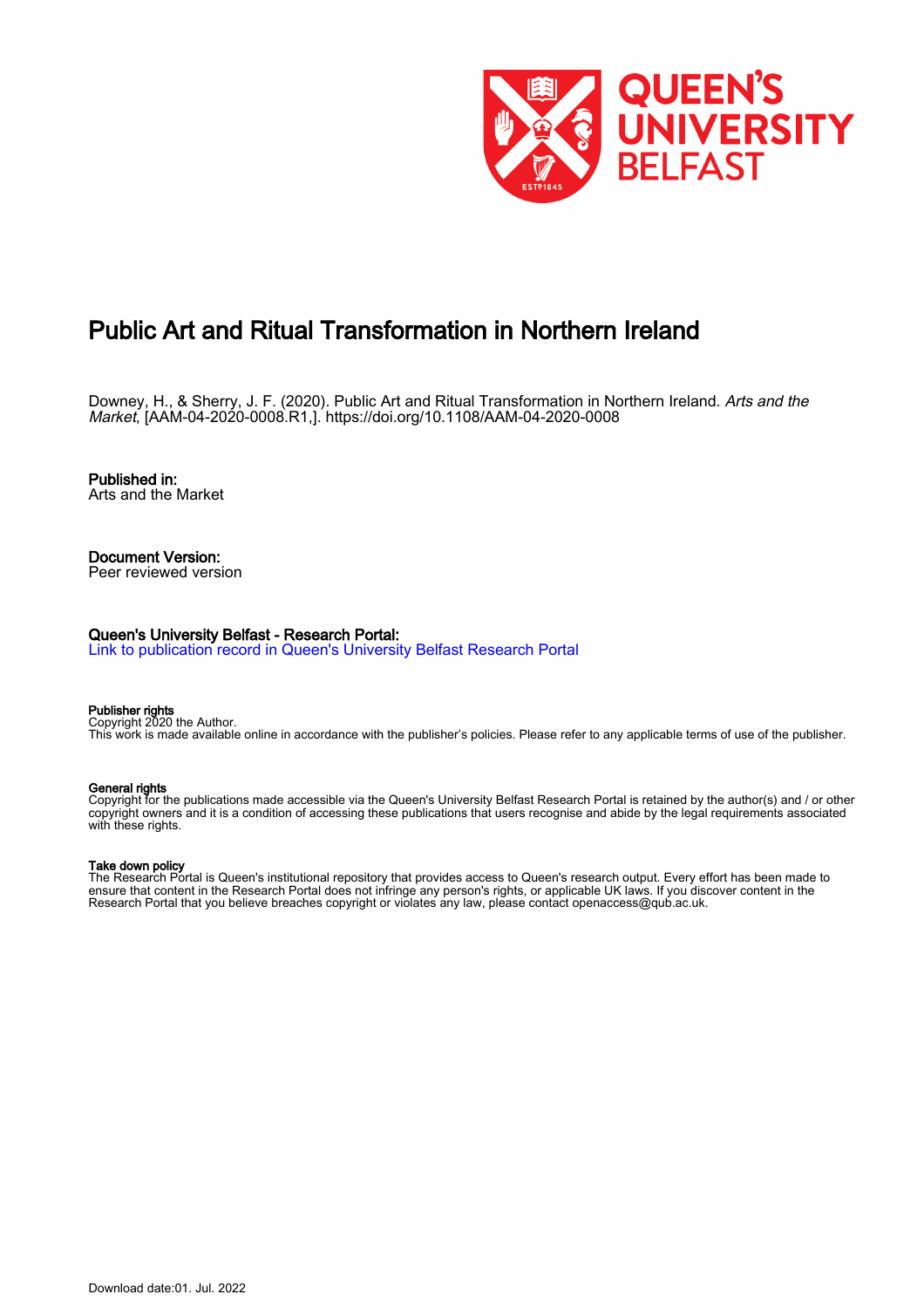# Public Art and Ritual Transformation in Northern Ireland

Downey, H., & Sherry, J. F. (2020). Public Art and Ritual Transformation in Northern Ireland. *Arts and the Market*, [AAM-04-2020-0008.R1,]. https://doi.org/10.1108/AAM-04-2020-0008

**Published in:**
Arts and the Market

**Document Version:**
Peer reviewed version

**Queen's University Belfast - Research Portal:**
Link to publication record in Queen's University Belfast Research Portal

**Publisher rights**
Copyright 2020 the Author.
This work is made available online in accordance with the publisher's policies. Please refer to any applicable terms of use of the publisher.

**General rights**
Copyright for the publications made accessible via the Queen's University Belfast Research Portal is retained by the author(s) and / or other copyright owners and it is a condition of accessing these publications that users recognise and abide by the legal requirements associated with these rights.

**Take down policy**
The Research Portal is Queen's institutional repository that provides access to Queen's research output. Every effort has been made to ensure that content in the Research Portal does not infringe any person's rights, or applicable UK laws. If you discover content in the Research Portal that you believe breaches copyright or violates any law, please contact openaccess@qub.ac.uk.

Download date:01. Jul. 2022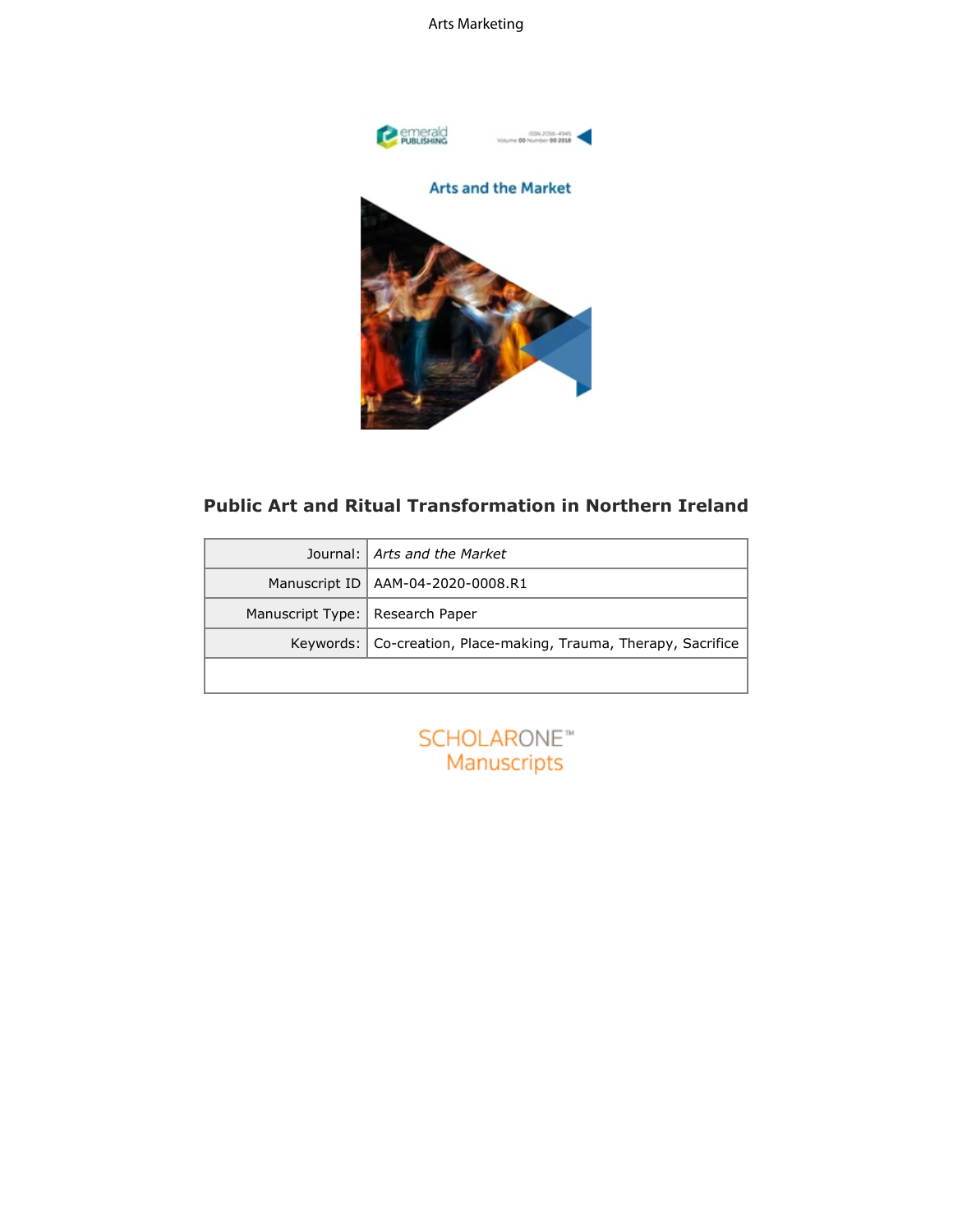# Public Art and Ritual Transformation in Northern Ireland

| Journal: | *Arts and the Market* |
|---|---|
| Manuscript ID | AAM-04-2020-0008.R1 |
| Manuscript Type: | Research Paper |
| Keywords: | Co-creation, Place-making, Trauma, Therapy, Sacrifice |
| | |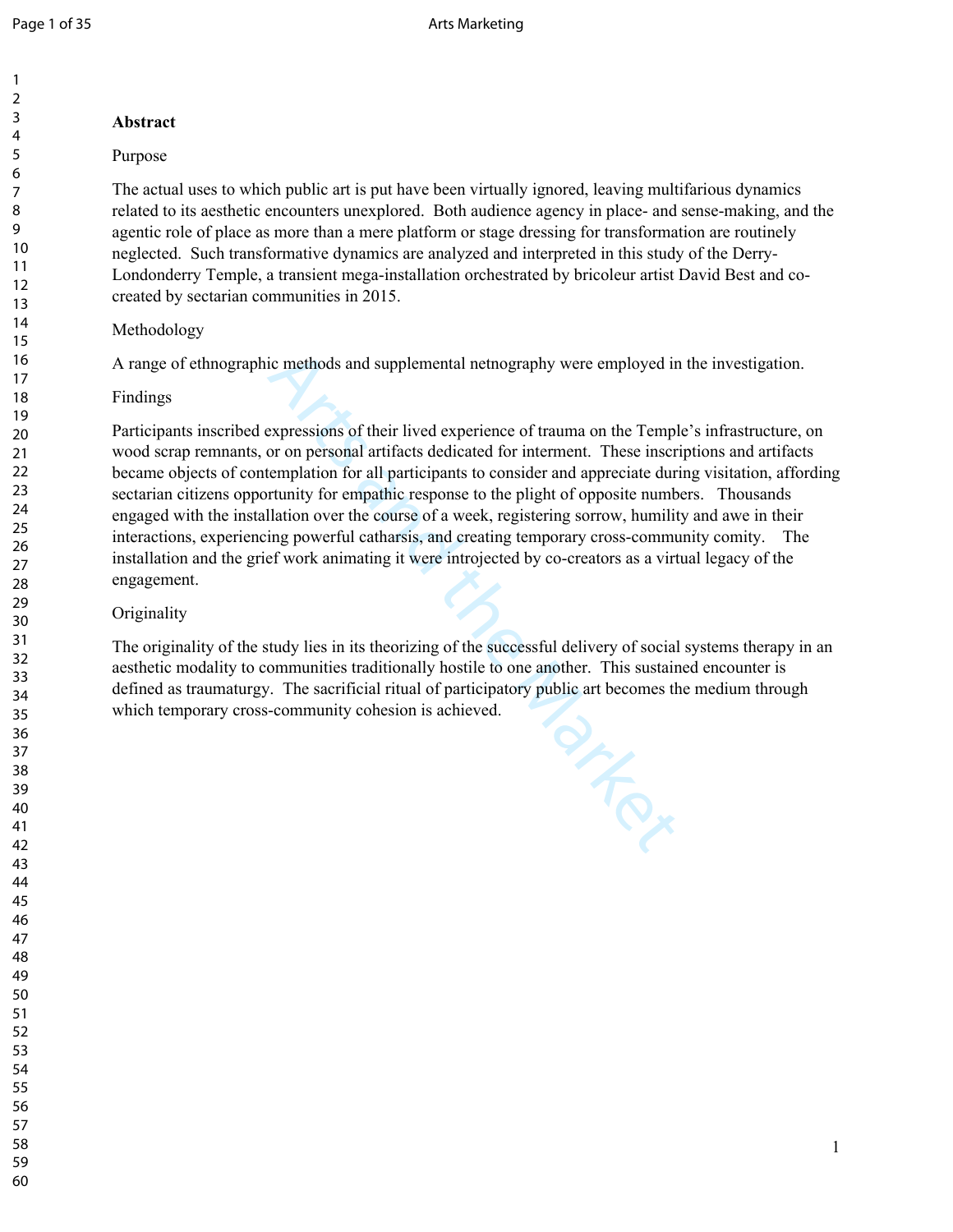**Abstract**

Purpose

The actual uses to which public art is put have been virtually ignored, leaving multifarious dynamics related to its aesthetic encounters unexplored. Both audience agency in place- and sense-making, and the agentic role of place as more than a mere platform or stage dressing for transformation are routinely neglected. Such transformative dynamics are analyzed and interpreted in this study of the Derry-Londonderry Temple, a transient mega-installation orchestrated by bricoleur artist David Best and co-created by sectarian communities in 2015.

Methodology

A range of ethnographic methods and supplemental netnography were employed in the investigation.

Findings

Participants inscribed expressions of their lived experience of trauma on the Temple's infrastructure, on wood scrap remnants, or on personal artifacts dedicated for interment. These inscriptions and artifacts became objects of contemplation for all participants to consider and appreciate during visitation, affording sectarian citizens opportunity for empathic response to the plight of opposite numbers. Thousands engaged with the installation over the course of a week, registering sorrow, humility and awe in their interactions, experiencing powerful catharsis, and creating temporary cross-community comity. The installation and the grief work animating it were introjected by co-creators as a virtual legacy of the engagement.

Originality

The originality of the study lies in its theorizing of the successful delivery of social systems therapy in an aesthetic modality to communities traditionally hostile to one another. This sustained encounter is defined as traumaturgy. The sacrificial ritual of participatory public art becomes the medium through which temporary cross-community cohesion is achieved.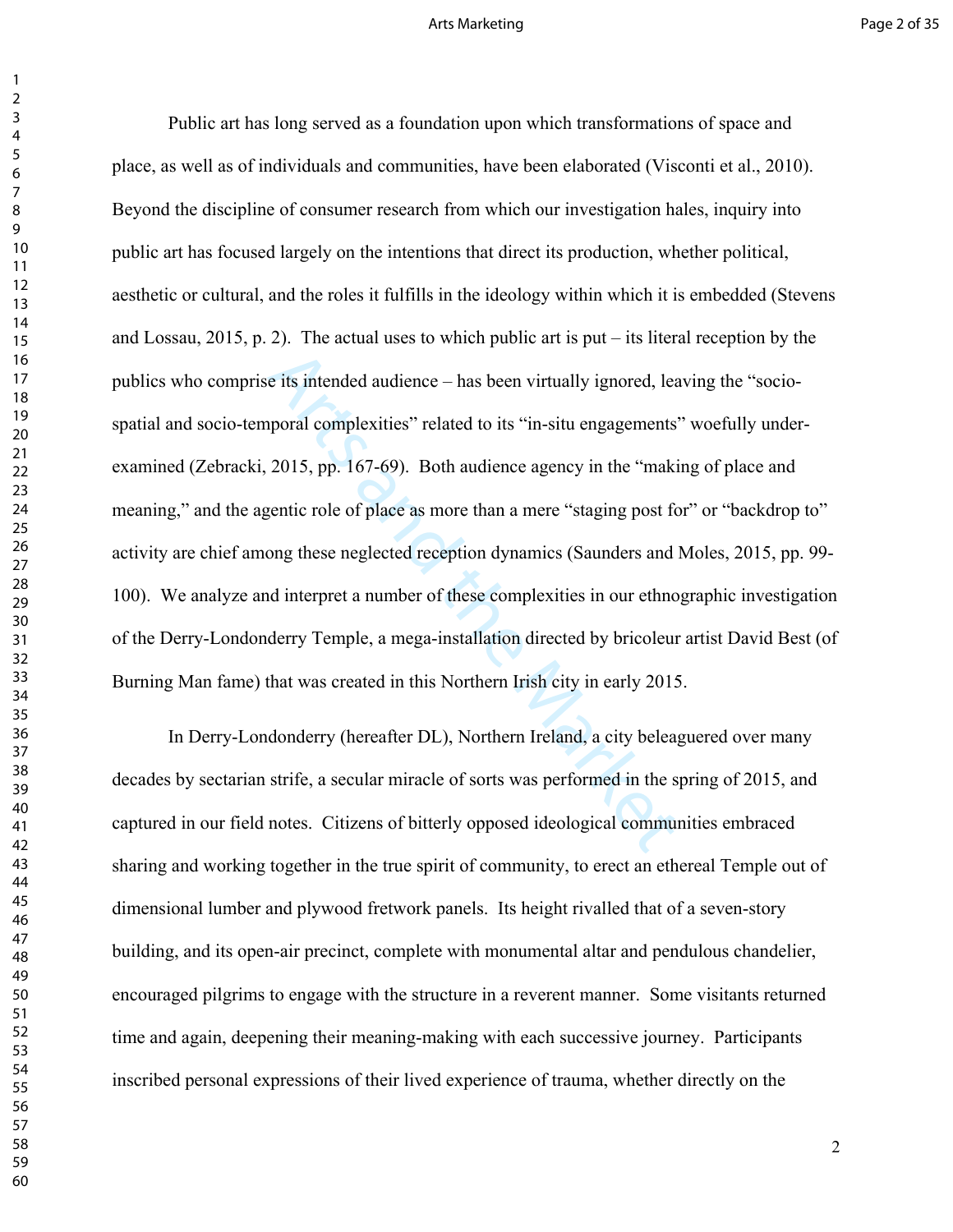Public art has long served as a foundation upon which transformations of space and place, as well as of individuals and communities, have been elaborated (Visconti et al., 2010). Beyond the discipline of consumer research from which our investigation hales, inquiry into public art has focused largely on the intentions that direct its production, whether political, aesthetic or cultural, and the roles it fulfills in the ideology within which it is embedded (Stevens and Lossau, 2015, p. 2). The actual uses to which public art is put – its literal reception by the publics who comprise its intended audience – has been virtually ignored, leaving the "socio-spatial and socio-temporal complexities" related to its "in-situ engagements" woefully under-examined (Zebracki, 2015, pp. 167-69). Both audience agency in the "making of place and meaning," and the agentic role of place as more than a mere "staging post for" or "backdrop to" activity are chief among these neglected reception dynamics (Saunders and Moles, 2015, pp. 99-100). We analyze and interpret a number of these complexities in our ethnographic investigation of the Derry-Londonderry Temple, a mega-installation directed by bricoleur artist David Best (of Burning Man fame) that was created in this Northern Irish city in early 2015.

In Derry-Londonderry (hereafter DL), Northern Ireland, a city beleaguered over many decades by sectarian strife, a secular miracle of sorts was performed in the spring of 2015, and captured in our field notes. Citizens of bitterly opposed ideological communities embraced sharing and working together in the true spirit of community, to erect an ethereal Temple out of dimensional lumber and plywood fretwork panels. Its height rivalled that of a seven-story building, and its open-air precinct, complete with monumental altar and pendulous chandelier, encouraged pilgrims to engage with the structure in a reverent manner. Some visitants returned time and again, deepening their meaning-making with each successive journey. Participants inscribed personal expressions of their lived experience of trauma, whether directly on the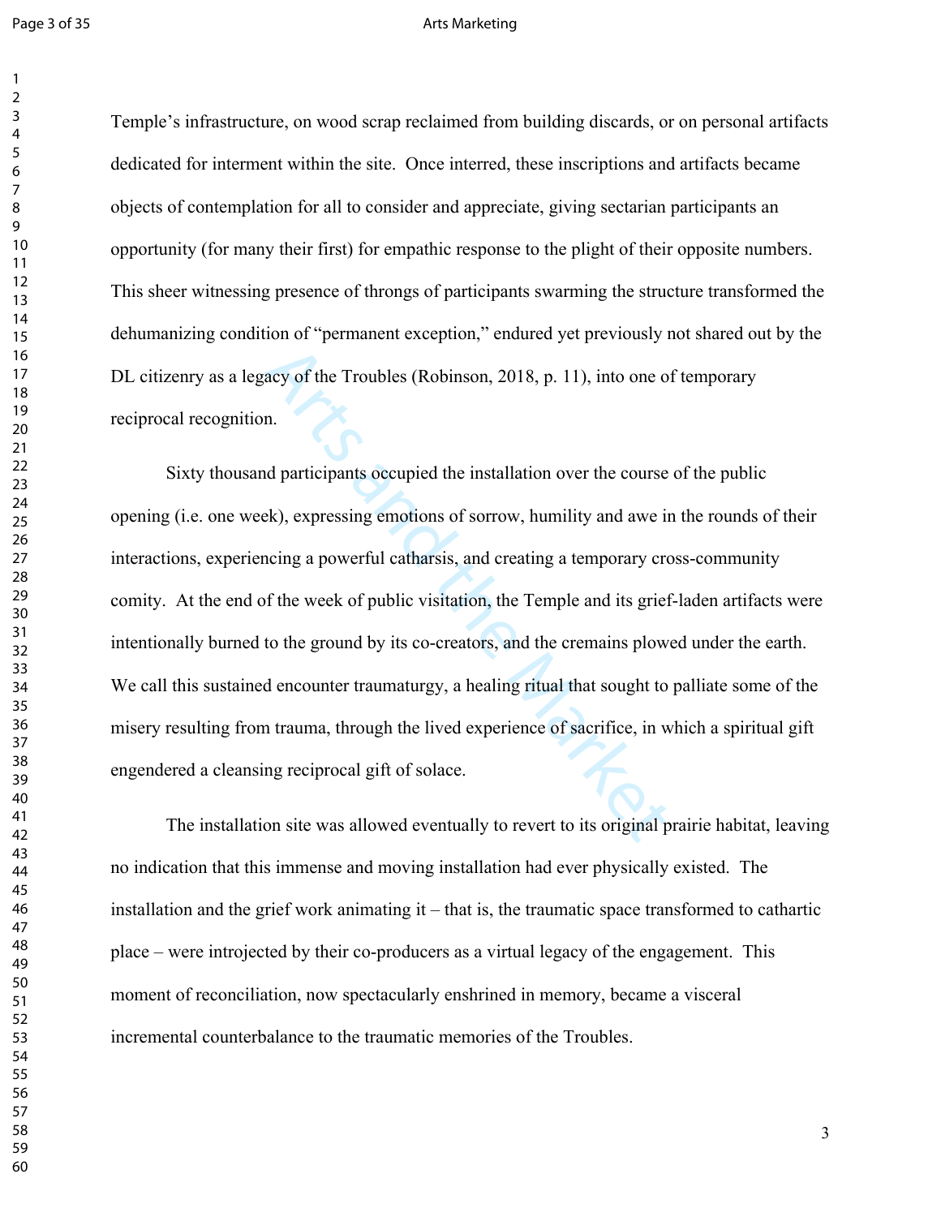Temple's infrastructure, on wood scrap reclaimed from building discards, or on personal artifacts dedicated for interment within the site. Once interred, these inscriptions and artifacts became objects of contemplation for all to consider and appreciate, giving sectarian participants an opportunity (for many their first) for empathic response to the plight of their opposite numbers. This sheer witnessing presence of throngs of participants swarming the structure transformed the dehumanizing condition of "permanent exception," endured yet previously not shared out by the DL citizenry as a legacy of the Troubles (Robinson, 2018, p. 11), into one of temporary reciprocal recognition.

Sixty thousand participants occupied the installation over the course of the public opening (i.e. one week), expressing emotions of sorrow, humility and awe in the rounds of their interactions, experiencing a powerful catharsis, and creating a temporary cross-community comity. At the end of the week of public visitation, the Temple and its grief-laden artifacts were intentionally burned to the ground by its co-creators, and the cremains plowed under the earth. We call this sustained encounter traumaturgy, a healing ritual that sought to palliate some of the misery resulting from trauma, through the lived experience of sacrifice, in which a spiritual gift engendered a cleansing reciprocal gift of solace.

The installation site was allowed eventually to revert to its original prairie habitat, leaving no indication that this immense and moving installation had ever physically existed. The installation and the grief work animating it – that is, the traumatic space transformed to cathartic place – were introjected by their co-producers as a virtual legacy of the engagement. This moment of reconciliation, now spectacularly enshrined in memory, became a visceral incremental counterbalance to the traumatic memories of the Troubles.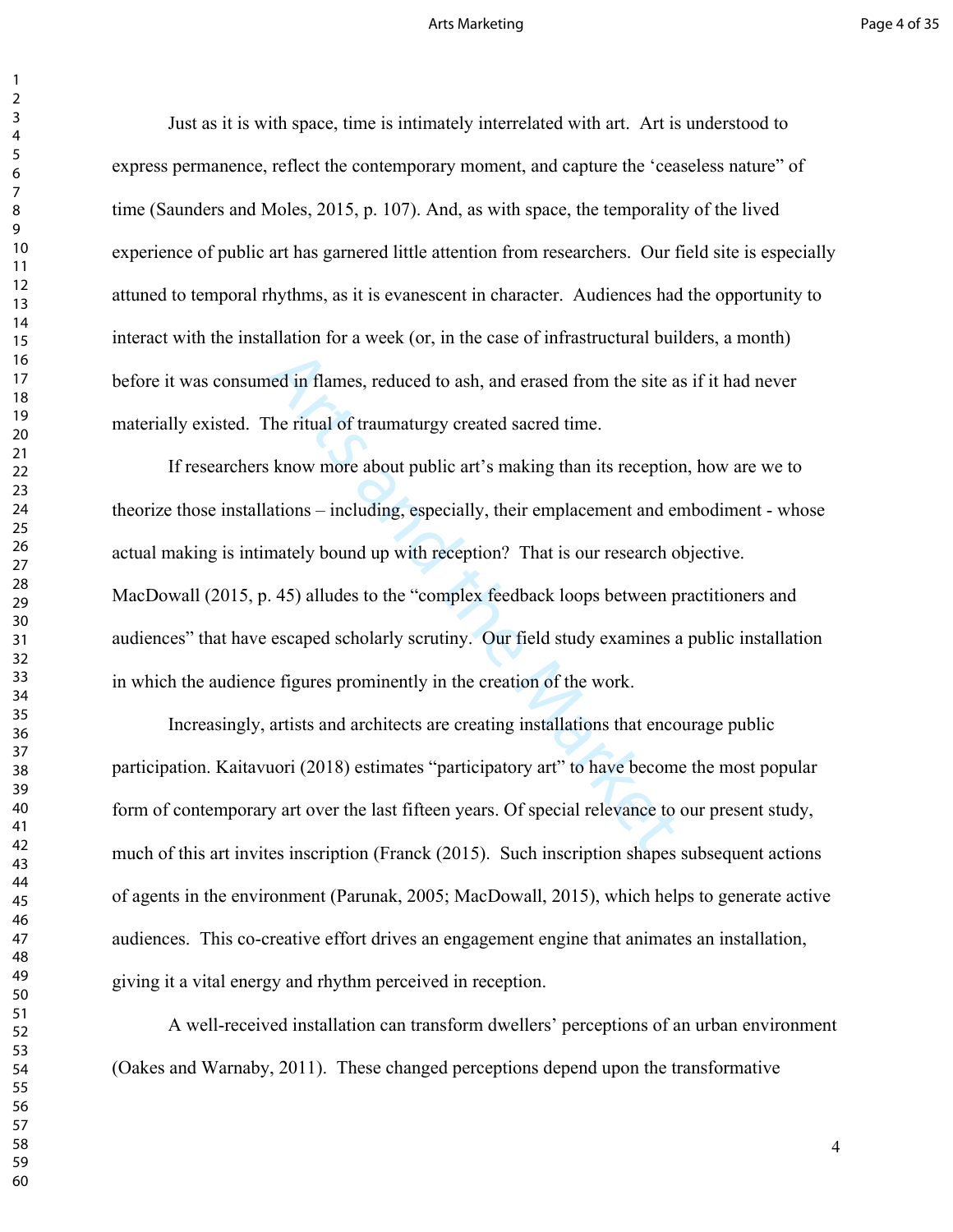Just as it is with space, time is intimately interrelated with art. Art is understood to express permanence, reflect the contemporary moment, and capture the 'ceaseless nature" of time (Saunders and Moles, 2015, p. 107). And, as with space, the temporality of the lived experience of public art has garnered little attention from researchers. Our field site is especially attuned to temporal rhythms, as it is evanescent in character. Audiences had the opportunity to interact with the installation for a week (or, in the case of infrastructural builders, a month) before it was consumed in flames, reduced to ash, and erased from the site as if it had never materially existed. The ritual of traumaturgy created sacred time.

If researchers know more about public art's making than its reception, how are we to theorize those installations – including, especially, their emplacement and embodiment - whose actual making is intimately bound up with reception? That is our research objective. MacDowall (2015, p. 45) alludes to the "complex feedback loops between practitioners and audiences" that have escaped scholarly scrutiny. Our field study examines a public installation in which the audience figures prominently in the creation of the work.

Increasingly, artists and architects are creating installations that encourage public participation. Kaitavuori (2018) estimates "participatory art" to have become the most popular form of contemporary art over the last fifteen years. Of special relevance to our present study, much of this art invites inscription (Franck (2015). Such inscription shapes subsequent actions of agents in the environment (Parunak, 2005; MacDowall, 2015), which helps to generate active audiences. This co-creative effort drives an engagement engine that animates an installation, giving it a vital energy and rhythm perceived in reception.

A well-received installation can transform dwellers' perceptions of an urban environment (Oakes and Warnaby, 2011). These changed perceptions depend upon the transformative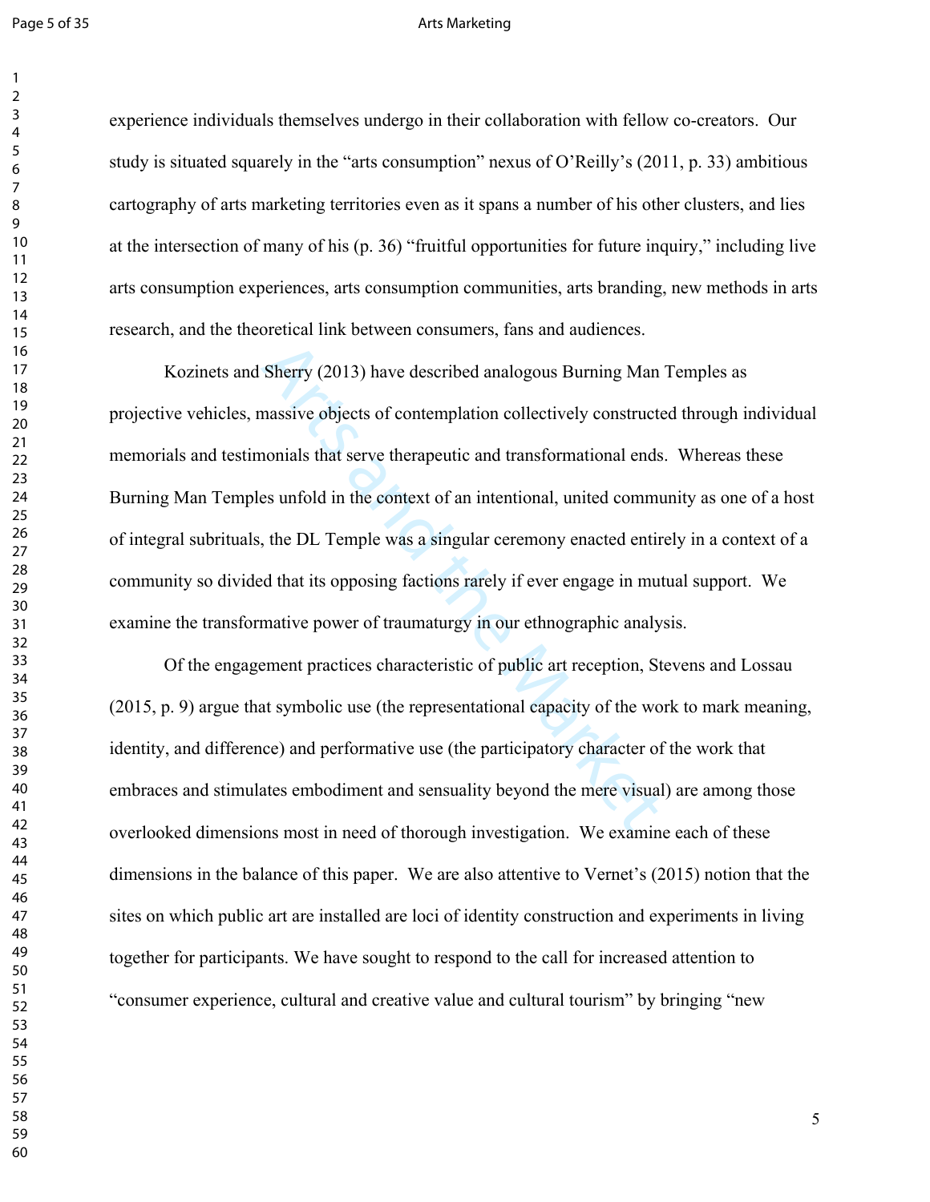experience individuals themselves undergo in their collaboration with fellow co-creators. Our study is situated squarely in the "arts consumption" nexus of O'Reilly's (2011, p. 33) ambitious cartography of arts marketing territories even as it spans a number of his other clusters, and lies at the intersection of many of his (p. 36) "fruitful opportunities for future inquiry," including live arts consumption experiences, arts consumption communities, arts branding, new methods in arts research, and the theoretical link between consumers, fans and audiences.

Kozinets and Sherry (2013) have described analogous Burning Man Temples as projective vehicles, massive objects of contemplation collectively constructed through individual memorials and testimonials that serve therapeutic and transformational ends. Whereas these Burning Man Temples unfold in the context of an intentional, united community as one of a host of integral subrituals, the DL Temple was a singular ceremony enacted entirely in a context of a community so divided that its opposing factions rarely if ever engage in mutual support. We examine the transformative power of traumaturgy in our ethnographic analysis.

Of the engagement practices characteristic of public art reception, Stevens and Lossau (2015, p. 9) argue that symbolic use (the representational capacity of the work to mark meaning, identity, and difference) and performative use (the participatory character of the work that embraces and stimulates embodiment and sensuality beyond the mere visual) are among those overlooked dimensions most in need of thorough investigation. We examine each of these dimensions in the balance of this paper. We are also attentive to Vernet's (2015) notion that the sites on which public art are installed are loci of identity construction and experiments in living together for participants. We have sought to respond to the call for increased attention to "consumer experience, cultural and creative value and cultural tourism" by bringing "new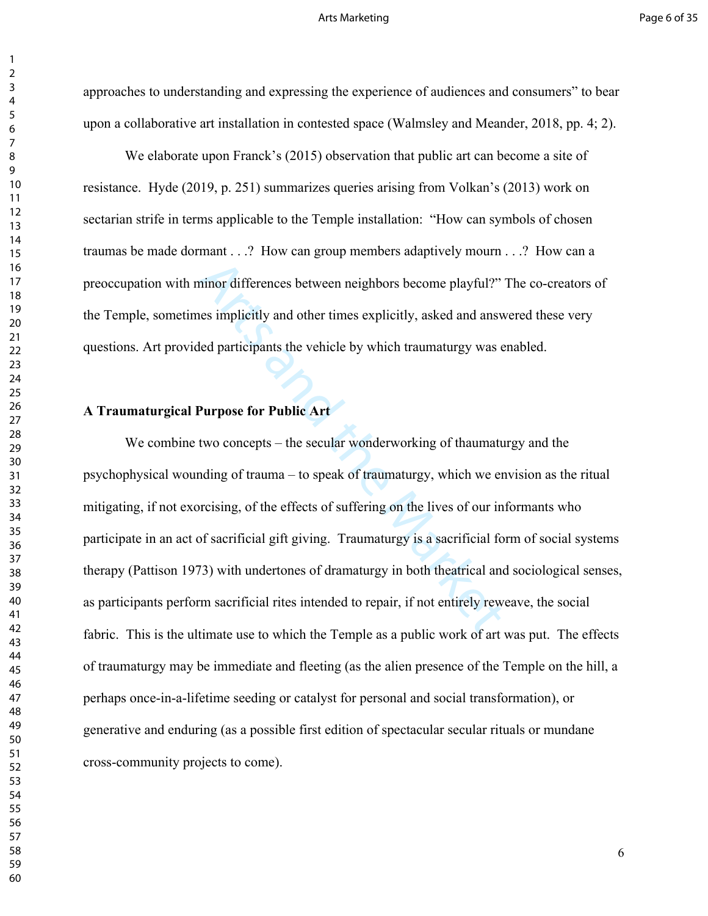approaches to understanding and expressing the experience of audiences and consumers" to bear upon a collaborative art installation in contested space (Walmsley and Meander, 2018, pp. 4; 2).

We elaborate upon Franck's (2015) observation that public art can become a site of resistance. Hyde (2019, p. 251) summarizes queries arising from Volkan's (2013) work on sectarian strife in terms applicable to the Temple installation: "How can symbols of chosen traumas be made dormant . . .? How can group members adaptively mourn . . .? How can a preoccupation with minor differences between neighbors become playful?" The co-creators of the Temple, sometimes implicitly and other times explicitly, asked and answered these very questions. Art provided participants the vehicle by which traumaturgy was enabled.

## A Traumaturgical Purpose for Public Art

We combine two concepts – the secular wonderworking of thaumaturgy and the psychophysical wounding of trauma – to speak of traumaturgy, which we envision as the ritual mitigating, if not exorcising, of the effects of suffering on the lives of our informants who participate in an act of sacrificial gift giving. Traumaturgy is a sacrificial form of social systems therapy (Pattison 1973) with undertones of dramaturgy in both theatrical and sociological senses, as participants perform sacrificial rites intended to repair, if not entirely reweave, the social fabric. This is the ultimate use to which the Temple as a public work of art was put. The effects of traumaturgy may be immediate and fleeting (as the alien presence of the Temple on the hill, a perhaps once-in-a-lifetime seeding or catalyst for personal and social transformation), or generative and enduring (as a possible first edition of spectacular secular rituals or mundane cross-community projects to come).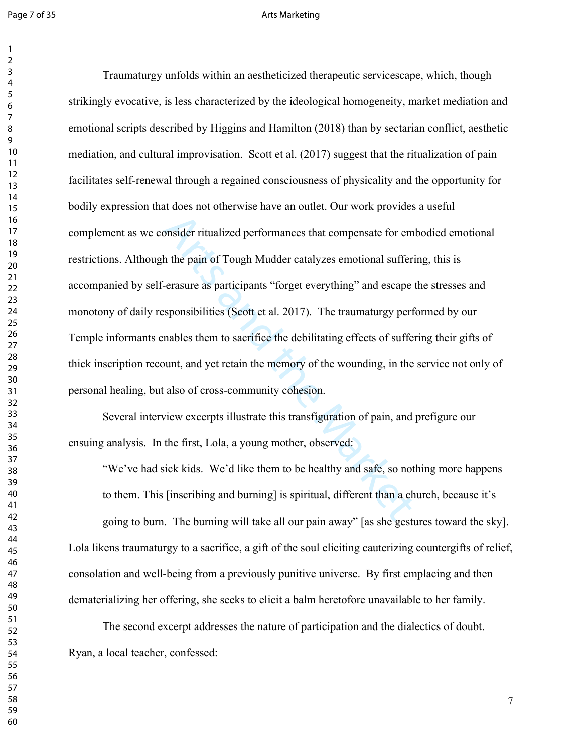Traumaturgy unfolds within an aestheticized therapeutic servicescape, which, though strikingly evocative, is less characterized by the ideological homogeneity, market mediation and emotional scripts described by Higgins and Hamilton (2018) than by sectarian conflict, aesthetic mediation, and cultural improvisation. Scott et al. (2017) suggest that the ritualization of pain facilitates self-renewal through a regained consciousness of physicality and the opportunity for bodily expression that does not otherwise have an outlet. Our work provides a useful complement as we consider ritualized performances that compensate for embodied emotional restrictions. Although the pain of Tough Mudder catalyzes emotional suffering, this is accompanied by self-erasure as participants "forget everything" and escape the stresses and monotony of daily responsibilities (Scott et al. 2017). The traumaturgy performed by our Temple informants enables them to sacrifice the debilitating effects of suffering their gifts of thick inscription recount, and yet retain the memory of the wounding, in the service not only of personal healing, but also of cross-community cohesion.

Several interview excerpts illustrate this transfiguration of pain, and prefigure our ensuing analysis. In the first, Lola, a young mother, observed:

> "We've had sick kids. We'd like them to be healthy and safe, so nothing more happens to them. This [inscribing and burning] is spiritual, different than a church, because it's going to burn. The burning will take all our pain away" [as she gestures toward the sky].

Lola likens traumaturgy to a sacrifice, a gift of the soul eliciting cauterizing countergifts of relief, consolation and well-being from a previously punitive universe. By first emplacing and then dematerializing her offering, she seeks to elicit a balm heretofore unavailable to her family.

The second excerpt addresses the nature of participation and the dialectics of doubt. Ryan, a local teacher, confessed: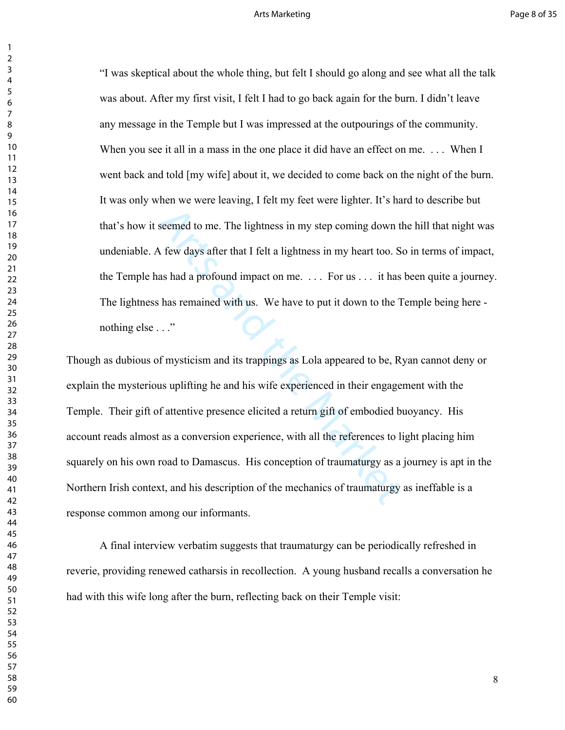> "I was skeptical about the whole thing, but felt I should go along and see what all the talk was about. After my first visit, I felt I had to go back again for the burn. I didn't leave any message in the Temple but I was impressed at the outpourings of the community. When you see it all in a mass in the one place it did have an effect on me. . . . When I went back and told [my wife] about it, we decided to come back on the night of the burn. It was only when we were leaving, I felt my feet were lighter. It's hard to describe but that's how it seemed to me. The lightness in my step coming down the hill that night was undeniable. A few days after that I felt a lightness in my heart too. So in terms of impact, the Temple has had a profound impact on me. . . . For us . . . it has been quite a journey. The lightness has remained with us. We have to put it down to the Temple being here - nothing else . . ."

Though as dubious of mysticism and its trappings as Lola appeared to be, Ryan cannot deny or explain the mysterious uplifting he and his wife experienced in their engagement with the Temple. Their gift of attentive presence elicited a return gift of embodied buoyancy. His account reads almost as a conversion experience, with all the references to light placing him squarely on his own road to Damascus. His conception of traumaturgy as a journey is apt in the Northern Irish context, and his description of the mechanics of traumaturgy as ineffable is a response common among our informants.

A final interview verbatim suggests that traumaturgy can be periodically refreshed in reverie, providing renewed catharsis in recollection. A young husband recalls a conversation he had with this wife long after the burn, reflecting back on their Temple visit: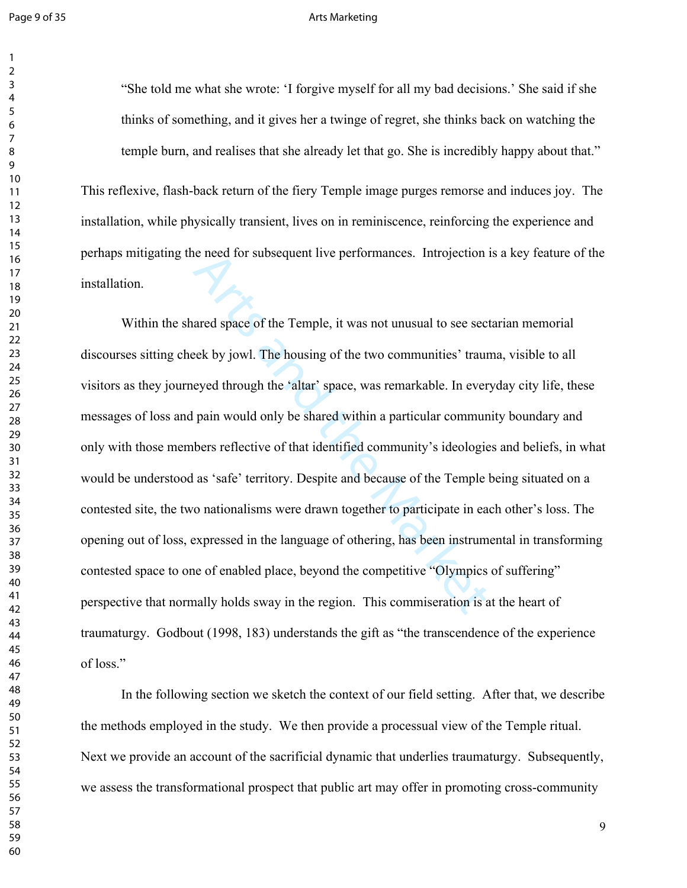> "She told me what she wrote: 'I forgive myself for all my bad decisions.' She said if she thinks of something, and it gives her a twinge of regret, she thinks back on watching the temple burn, and realises that she already let that go. She is incredibly happy about that."

This reflexive, flash-back return of the fiery Temple image purges remorse and induces joy. The installation, while physically transient, lives on in reminiscence, reinforcing the experience and perhaps mitigating the need for subsequent live performances. Introjection is a key feature of the installation.

Within the shared space of the Temple, it was not unusual to see sectarian memorial discourses sitting cheek by jowl. The housing of the two communities' trauma, visible to all visitors as they journeyed through the 'altar' space, was remarkable. In everyday city life, these messages of loss and pain would only be shared within a particular community boundary and only with those members reflective of that identified community's ideologies and beliefs, in what would be understood as 'safe' territory. Despite and because of the Temple being situated on a contested site, the two nationalisms were drawn together to participate in each other's loss. The opening out of loss, expressed in the language of othering, has been instrumental in transforming contested space to one of enabled place, beyond the competitive "Olympics of suffering" perspective that normally holds sway in the region. This commiseration is at the heart of traumaturgy. Godbout (1998, 183) understands the gift as "the transcendence of the experience of loss."

In the following section we sketch the context of our field setting. After that, we describe the methods employed in the study. We then provide a processual view of the Temple ritual. Next we provide an account of the sacrificial dynamic that underlies traumaturgy. Subsequently, we assess the transformational prospect that public art may offer in promoting cross-community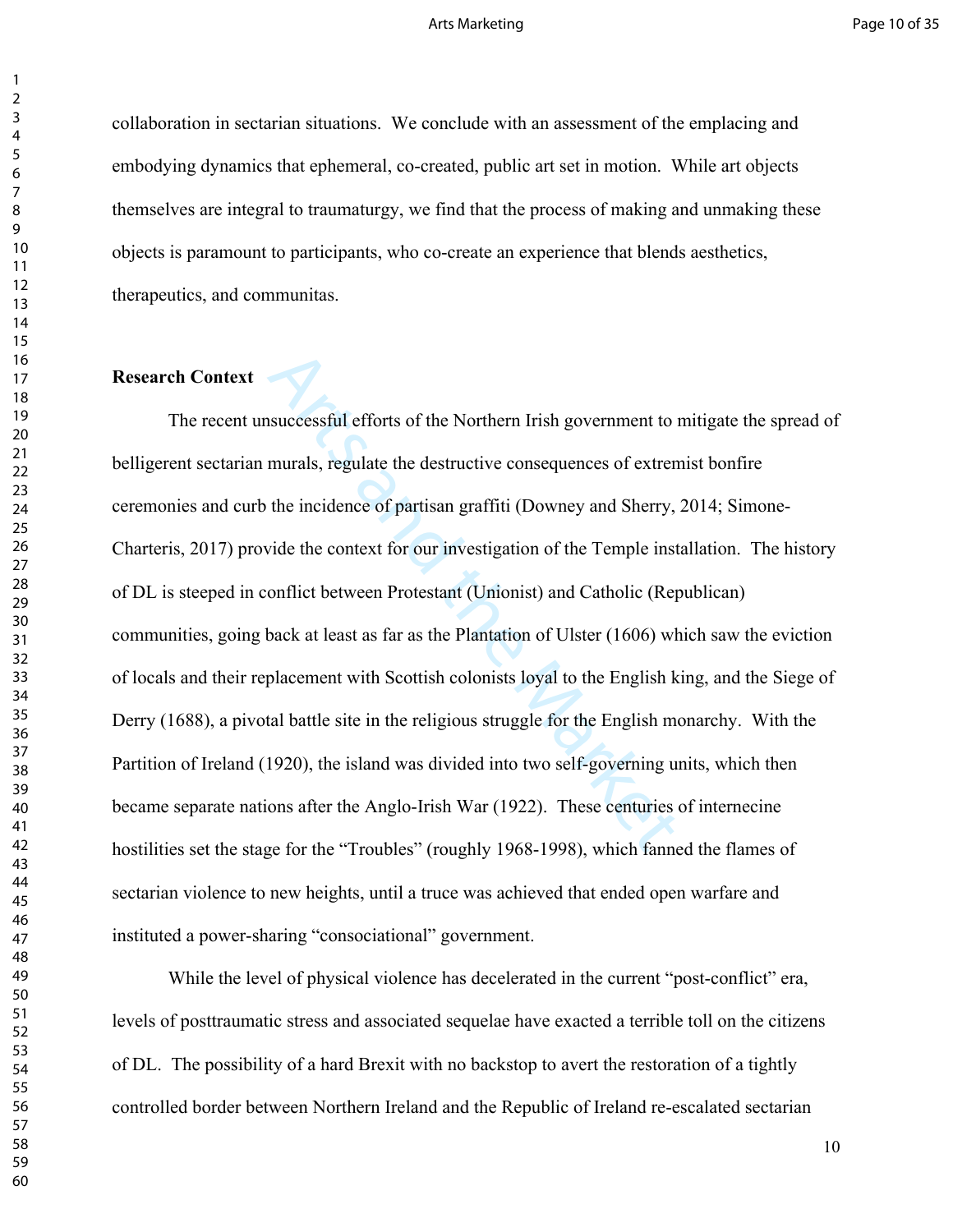collaboration in sectarian situations. We conclude with an assessment of the emplacing and embodying dynamics that ephemeral, co-created, public art set in motion. While art objects themselves are integral to traumaturgy, we find that the process of making and unmaking these objects is paramount to participants, who co-create an experience that blends aesthetics, therapeutics, and communitas.

**Research Context**

The recent unsuccessful efforts of the Northern Irish government to mitigate the spread of belligerent sectarian murals, regulate the destructive consequences of extremist bonfire ceremonies and curb the incidence of partisan graffiti (Downey and Sherry, 2014; Simone-Charteris, 2017) provide the context for our investigation of the Temple installation. The history of DL is steeped in conflict between Protestant (Unionist) and Catholic (Republican) communities, going back at least as far as the Plantation of Ulster (1606) which saw the eviction of locals and their replacement with Scottish colonists loyal to the English king, and the Siege of Derry (1688), a pivotal battle site in the religious struggle for the English monarchy. With the Partition of Ireland (1920), the island was divided into two self-governing units, which then became separate nations after the Anglo-Irish War (1922). These centuries of internecine hostilities set the stage for the "Troubles" (roughly 1968-1998), which fanned the flames of sectarian violence to new heights, until a truce was achieved that ended open warfare and instituted a power-sharing "consociational" government.

While the level of physical violence has decelerated in the current "post-conflict" era, levels of posttraumatic stress and associated sequelae have exacted a terrible toll on the citizens of DL. The possibility of a hard Brexit with no backstop to avert the restoration of a tightly controlled border between Northern Ireland and the Republic of Ireland re-escalated sectarian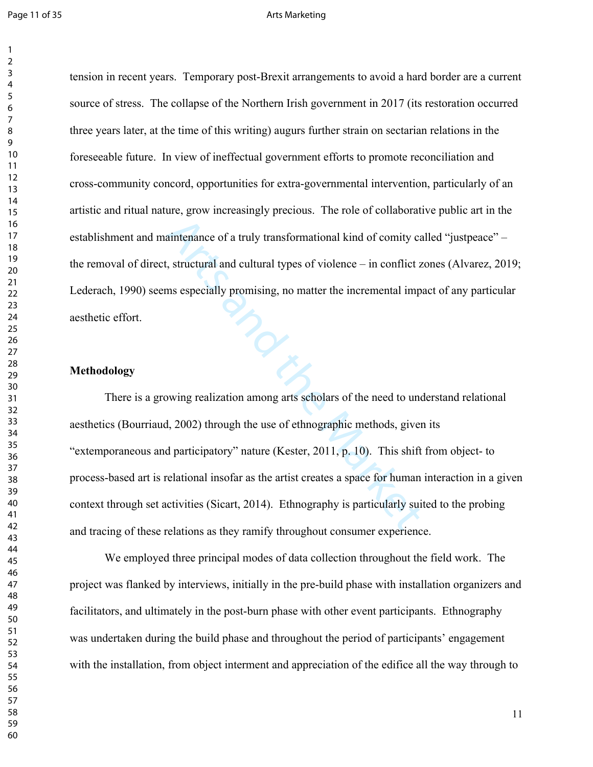tension in recent years. Temporary post-Brexit arrangements to avoid a hard border are a current source of stress. The collapse of the Northern Irish government in 2017 (its restoration occurred three years later, at the time of this writing) augurs further strain on sectarian relations in the foreseeable future. In view of ineffectual government efforts to promote reconciliation and cross-community concord, opportunities for extra-governmental intervention, particularly of an artistic and ritual nature, grow increasingly precious. The role of collaborative public art in the establishment and maintenance of a truly transformational kind of comity called "justpeace" – the removal of direct, structural and cultural types of violence – in conflict zones (Alvarez, 2019; Lederach, 1990) seems especially promising, no matter the incremental impact of any particular aesthetic effort.

**Methodology**

There is a growing realization among arts scholars of the need to understand relational aesthetics (Bourriaud, 2002) through the use of ethnographic methods, given its "extemporaneous and participatory" nature (Kester, 2011, p. 10). This shift from object- to process-based art is relational insofar as the artist creates a space for human interaction in a given context through set activities (Sicart, 2014). Ethnography is particularly suited to the probing and tracing of these relations as they ramify throughout consumer experience.

We employed three principal modes of data collection throughout the field work. The project was flanked by interviews, initially in the pre-build phase with installation organizers and facilitators, and ultimately in the post-burn phase with other event participants. Ethnography was undertaken during the build phase and throughout the period of participants' engagement with the installation, from object interment and appreciation of the edifice all the way through to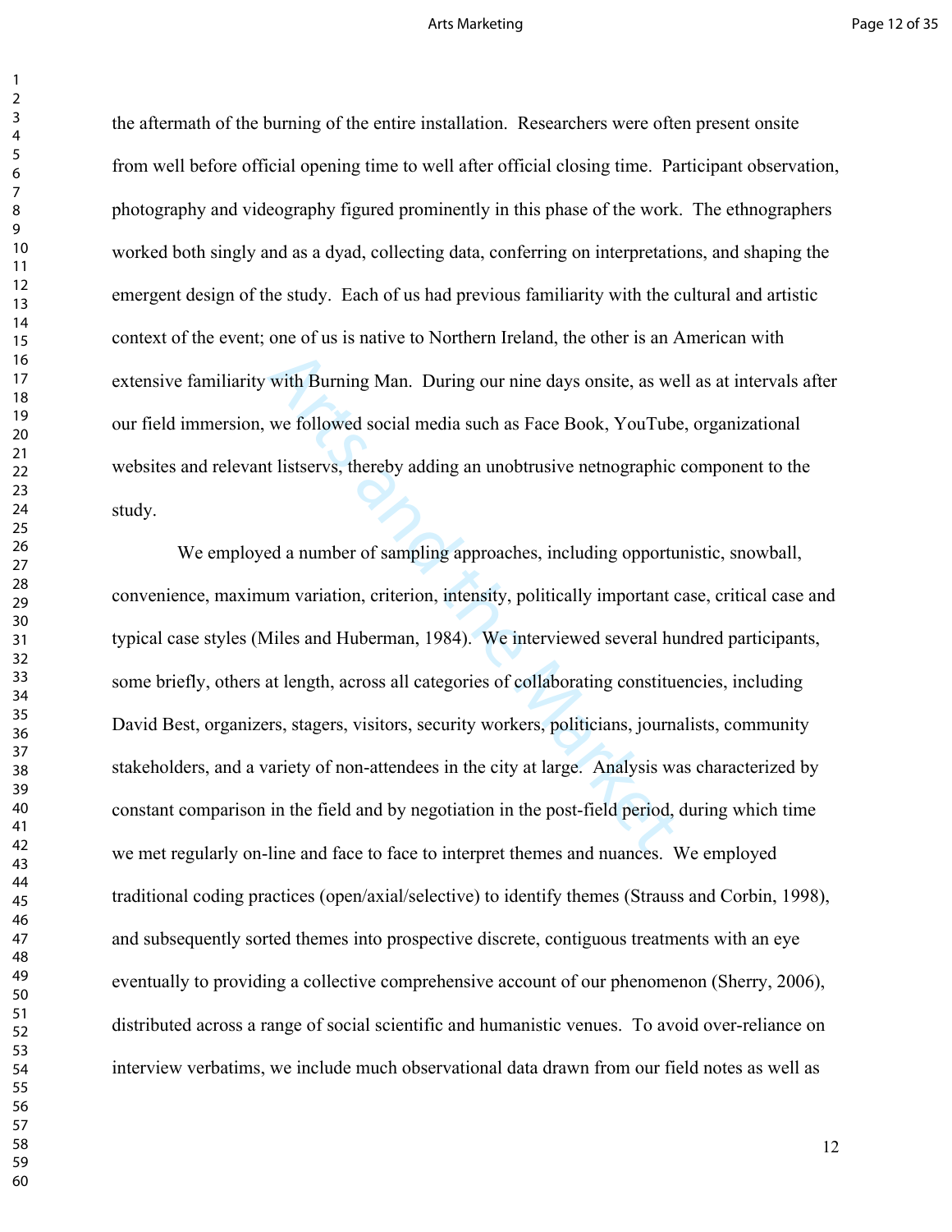the aftermath of the burning of the entire installation. Researchers were often present onsite from well before official opening time to well after official closing time. Participant observation, photography and videography figured prominently in this phase of the work. The ethnographers worked both singly and as a dyad, collecting data, conferring on interpretations, and shaping the emergent design of the study. Each of us had previous familiarity with the cultural and artistic context of the event; one of us is native to Northern Ireland, the other is an American with extensive familiarity with Burning Man. During our nine days onsite, as well as at intervals after our field immersion, we followed social media such as Face Book, YouTube, organizational websites and relevant listservs, thereby adding an unobtrusive netnographic component to the study.

We employed a number of sampling approaches, including opportunistic, snowball, convenience, maximum variation, criterion, intensity, politically important case, critical case and typical case styles (Miles and Huberman, 1984). We interviewed several hundred participants, some briefly, others at length, across all categories of collaborating constituencies, including David Best, organizers, stagers, visitors, security workers, politicians, journalists, community stakeholders, and a variety of non-attendees in the city at large. Analysis was characterized by constant comparison in the field and by negotiation in the post-field period, during which time we met regularly on-line and face to face to interpret themes and nuances. We employed traditional coding practices (open/axial/selective) to identify themes (Strauss and Corbin, 1998), and subsequently sorted themes into prospective discrete, contiguous treatments with an eye eventually to providing a collective comprehensive account of our phenomenon (Sherry, 2006), distributed across a range of social scientific and humanistic venues. To avoid over-reliance on interview verbatims, we include much observational data drawn from our field notes as well as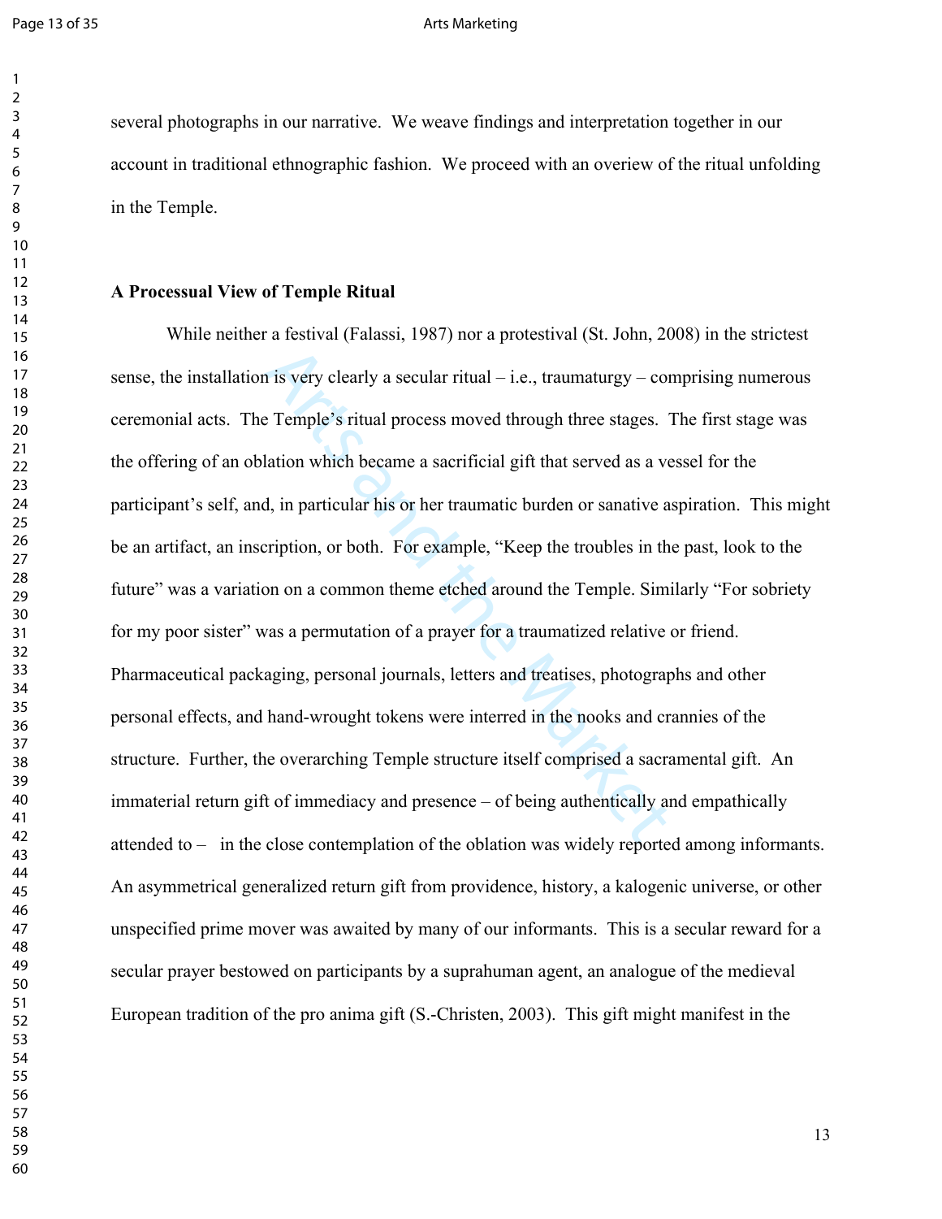several photographs in our narrative. We weave findings and interpretation together in our account in traditional ethnographic fashion. We proceed with an overview of the ritual unfolding in the Temple.

**A Processual View of Temple Ritual**

While neither a festival (Falassi, 1987) nor a protestival (St. John, 2008) in the strictest sense, the installation is very clearly a secular ritual – i.e., traumaturgy – comprising numerous ceremonial acts. The Temple's ritual process moved through three stages. The first stage was the offering of an oblation which became a sacrificial gift that served as a vessel for the participant's self, and, in particular his or her traumatic burden or sanative aspiration. This might be an artifact, an inscription, or both. For example, "Keep the troubles in the past, look to the future" was a variation on a common theme etched around the Temple. Similarly "For sobriety for my poor sister" was a permutation of a prayer for a traumatized relative or friend. Pharmaceutical packaging, personal journals, letters and treatises, photographs and other personal effects, and hand-wrought tokens were interred in the nooks and crannies of the structure. Further, the overarching Temple structure itself comprised a sacramental gift. An immaterial return gift of immediacy and presence – of being authentically and empathically attended to – in the close contemplation of the oblation was widely reported among informants. An asymmetrical generalized return gift from providence, history, a kalogenic universe, or other unspecified prime mover was awaited by many of our informants. This is a secular reward for a secular prayer bestowed on participants by a suprahuman agent, an analogue of the medieval European tradition of the pro anima gift (S.-Christen, 2003). This gift might manifest in the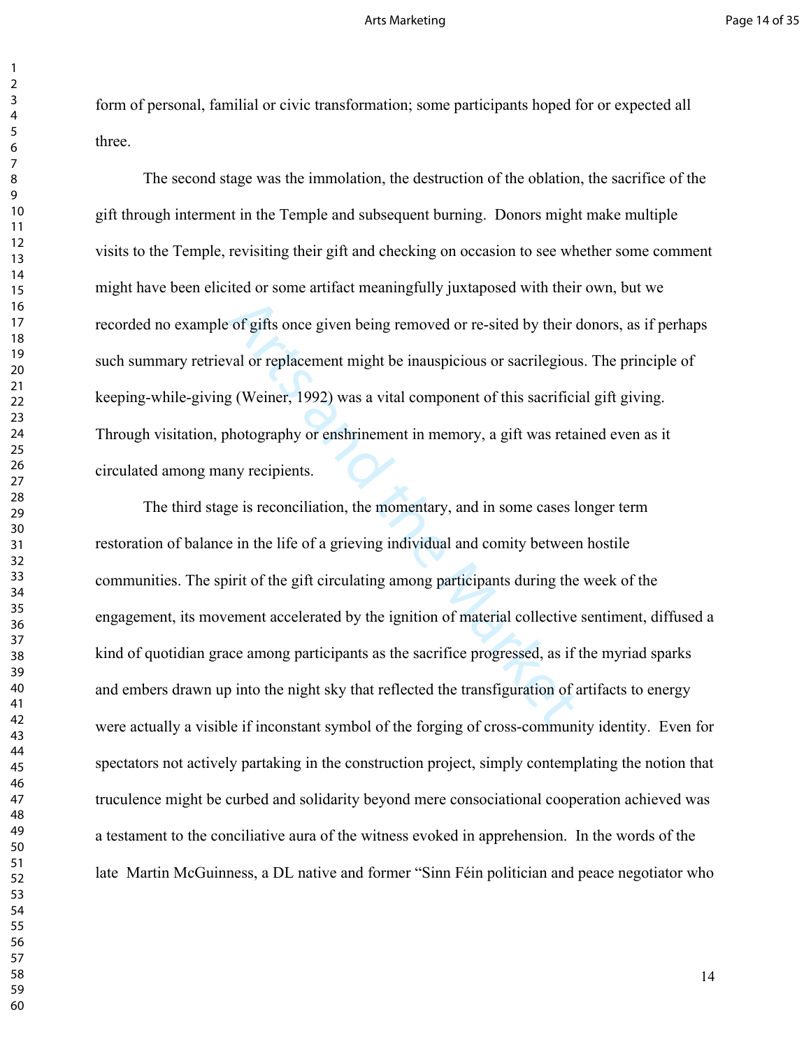form of personal, familial or civic transformation; some participants hoped for or expected all three.

The second stage was the immolation, the destruction of the oblation, the sacrifice of the gift through interment in the Temple and subsequent burning. Donors might make multiple visits to the Temple, revisiting their gift and checking on occasion to see whether some comment might have been elicited or some artifact meaningfully juxtaposed with their own, but we recorded no example of gifts once given being removed or re-sited by their donors, as if perhaps such summary retrieval or replacement might be inauspicious or sacrilegious. The principle of keeping-while-giving (Weiner, 1992) was a vital component of this sacrificial gift giving. Through visitation, photography or enshrinement in memory, a gift was retained even as it circulated among many recipients.

The third stage is reconciliation, the momentary, and in some cases longer term restoration of balance in the life of a grieving individual and comity between hostile communities. The spirit of the gift circulating among participants during the week of the engagement, its movement accelerated by the ignition of material collective sentiment, diffused a kind of quotidian grace among participants as the sacrifice progressed, as if the myriad sparks and embers drawn up into the night sky that reflected the transfiguration of artifacts to energy were actually a visible if inconstant symbol of the forging of cross-community identity. Even for spectators not actively partaking in the construction project, simply contemplating the notion that truculence might be curbed and solidarity beyond mere consociational cooperation achieved was a testament to the conciliative aura of the witness evoked in apprehension. In the words of the late Martin McGuinness, a DL native and former "Sinn Féin politician and peace negotiator who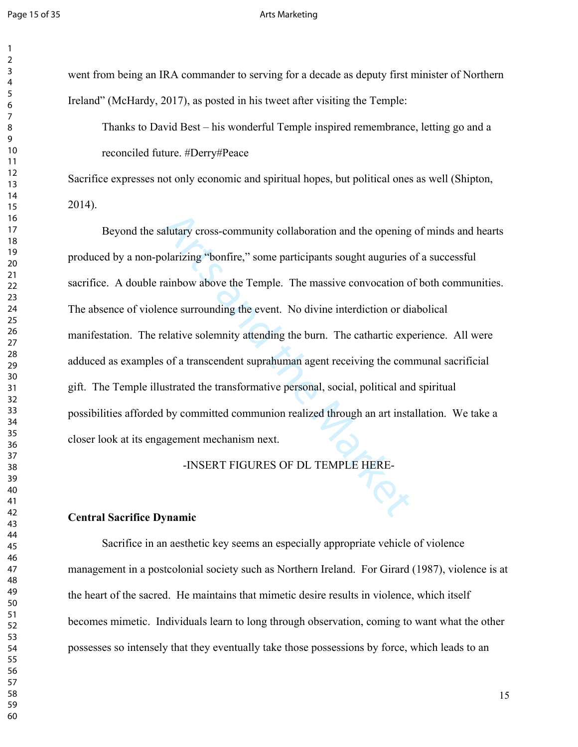went from being an IRA commander to serving for a decade as deputy first minister of Northern Ireland" (McHardy, 2017), as posted in his tweet after visiting the Temple:

> Thanks to David Best – his wonderful Temple inspired remembrance, letting go and a reconciled future. #Derry#Peace

Sacrifice expresses not only economic and spiritual hopes, but political ones as well (Shipton, 2014).

Beyond the salutary cross-community collaboration and the opening of minds and hearts produced by a non-polarizing "bonfire," some participants sought auguries of a successful sacrifice. A double rainbow above the Temple. The massive convocation of both communities. The absence of violence surrounding the event. No divine interdiction or diabolical manifestation. The relative solemnity attending the burn. The cathartic experience. All were adduced as examples of a transcendent suprahuman agent receiving the communal sacrificial gift. The Temple illustrated the transformative personal, social, political and spiritual possibilities afforded by committed communion realized through an art installation. We take a closer look at its engagement mechanism next.

-INSERT FIGURES OF DL TEMPLE HERE-

**Central Sacrifice Dynamic**

Sacrifice in an aesthetic key seems an especially appropriate vehicle of violence management in a postcolonial society such as Northern Ireland. For Girard (1987), violence is at the heart of the sacred. He maintains that mimetic desire results in violence, which itself becomes mimetic. Individuals learn to long through observation, coming to want what the other possesses so intensely that they eventually take those possessions by force, which leads to an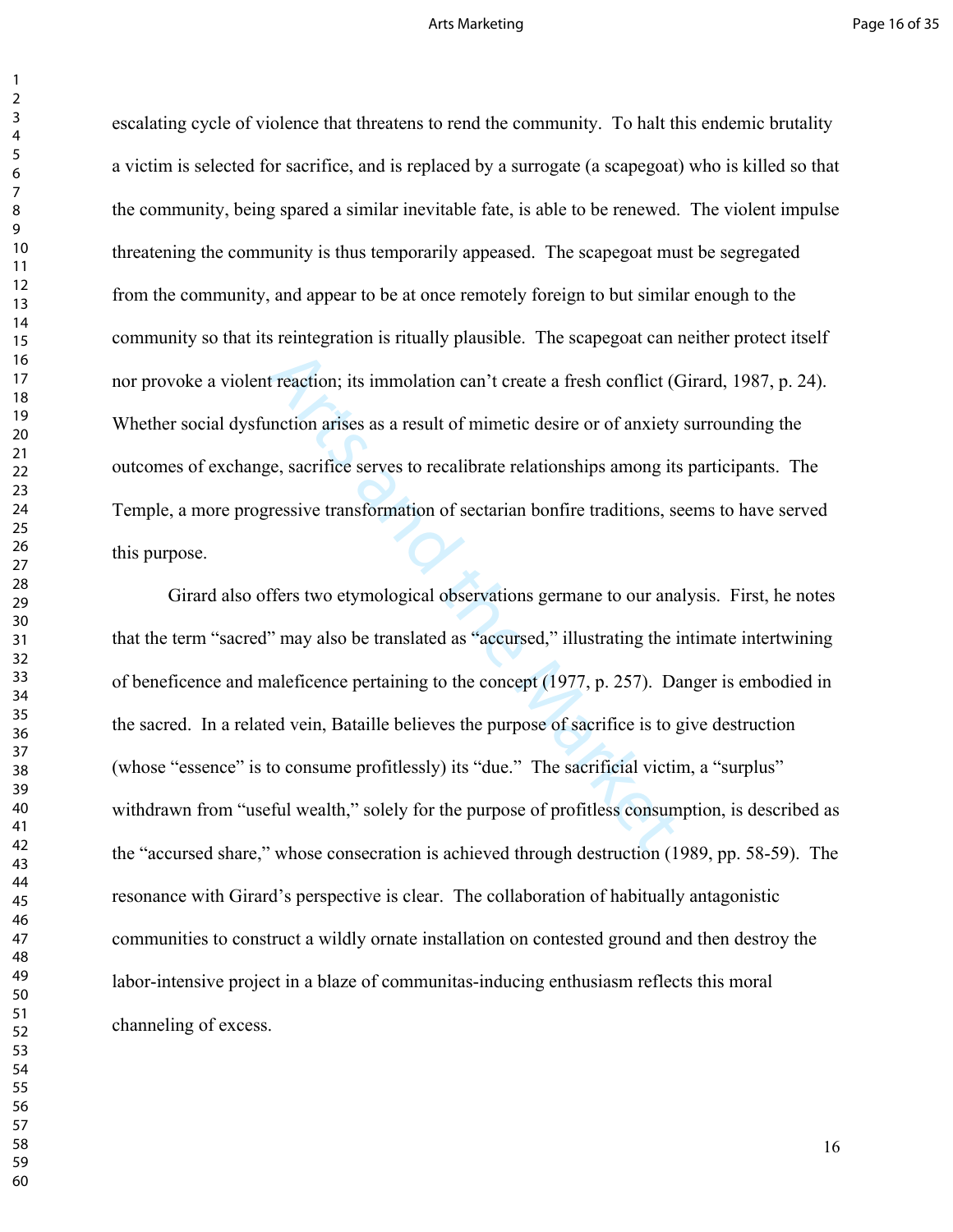escalating cycle of violence that threatens to rend the community. To halt this endemic brutality a victim is selected for sacrifice, and is replaced by a surrogate (a scapegoat) who is killed so that the community, being spared a similar inevitable fate, is able to be renewed. The violent impulse threatening the community is thus temporarily appeased. The scapegoat must be segregated from the community, and appear to be at once remotely foreign to but similar enough to the community so that its reintegration is ritually plausible. The scapegoat can neither protect itself nor provoke a violent reaction; its immolation can't create a fresh conflict (Girard, 1987, p. 24). Whether social dysfunction arises as a result of mimetic desire or of anxiety surrounding the outcomes of exchange, sacrifice serves to recalibrate relationships among its participants. The Temple, a more progressive transformation of sectarian bonfire traditions, seems to have served this purpose.

Girard also offers two etymological observations germane to our analysis. First, he notes that the term "sacred" may also be translated as "accursed," illustrating the intimate intertwining of beneficence and maleficence pertaining to the concept (1977, p. 257). Danger is embodied in the sacred. In a related vein, Bataille believes the purpose of sacrifice is to give destruction (whose "essence" is to consume profitlessly) its "due." The sacrificial victim, a "surplus" withdrawn from "useful wealth," solely for the purpose of profitless consumption, is described as the "accursed share," whose consecration is achieved through destruction (1989, pp. 58-59). The resonance with Girard's perspective is clear. The collaboration of habitually antagonistic communities to construct a wildly ornate installation on contested ground and then destroy the labor-intensive project in a blaze of communitas-inducing enthusiasm reflects this moral channeling of excess.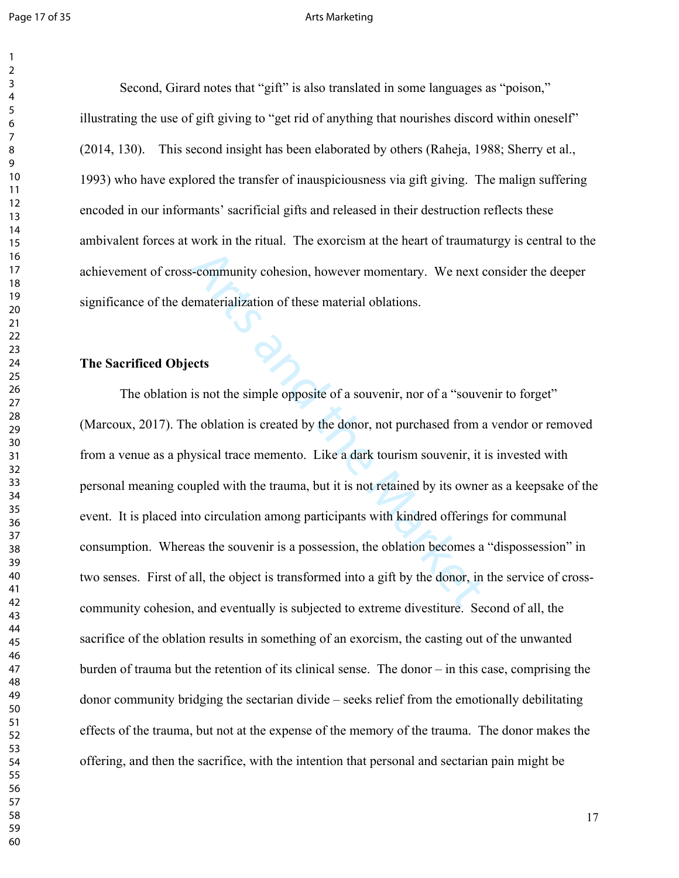Second, Girard notes that "gift" is also translated in some languages as "poison," illustrating the use of gift giving to "get rid of anything that nourishes discord within oneself" (2014, 130). This second insight has been elaborated by others (Raheja, 1988; Sherry et al., 1993) who have explored the transfer of inauspiciousness via gift giving. The malign suffering encoded in our informants' sacrificial gifts and released in their destruction reflects these ambivalent forces at work in the ritual. The exorcism at the heart of traumaturgy is central to the achievement of cross-community cohesion, however momentary. We next consider the deeper significance of the dematerialization of these material oblations.

**The Sacrificed Objects**

The oblation is not the simple opposite of a souvenir, nor of a "souvenir to forget" (Marcoux, 2017). The oblation is created by the donor, not purchased from a vendor or removed from a venue as a physical trace memento. Like a dark tourism souvenir, it is invested with personal meaning coupled with the trauma, but it is not retained by its owner as a keepsake of the event. It is placed into circulation among participants with kindred offerings for communal consumption. Whereas the souvenir is a possession, the oblation becomes a "dispossession" in two senses. First of all, the object is transformed into a gift by the donor, in the service of cross-community cohesion, and eventually is subjected to extreme divestiture. Second of all, the sacrifice of the oblation results in something of an exorcism, the casting out of the unwanted burden of trauma but the retention of its clinical sense. The donor – in this case, comprising the donor community bridging the sectarian divide – seeks relief from the emotionally debilitating effects of the trauma, but not at the expense of the memory of the trauma. The donor makes the offering, and then the sacrifice, with the intention that personal and sectarian pain might be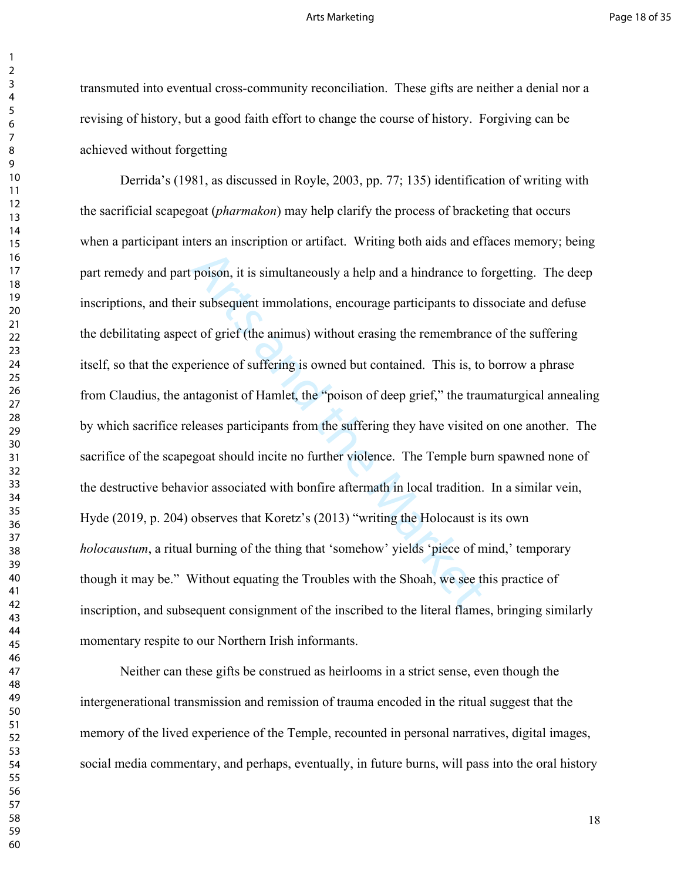transmuted into eventual cross-community reconciliation. These gifts are neither a denial nor a revising of history, but a good faith effort to change the course of history. Forgiving can be achieved without forgetting

Derrida's (1981, as discussed in Royle, 2003, pp. 77; 135) identification of writing with the sacrificial scapegoat (*pharmakon*) may help clarify the process of bracketing that occurs when a participant inters an inscription or artifact. Writing both aids and effaces memory; being part remedy and part poison, it is simultaneously a help and a hindrance to forgetting. The deep inscriptions, and their subsequent immolations, encourage participants to dissociate and defuse the debilitating aspect of grief (the animus) without erasing the remembrance of the suffering itself, so that the experience of suffering is owned but contained. This is, to borrow a phrase from Claudius, the antagonist of Hamlet, the "poison of deep grief," the traumaturgical annealing by which sacrifice releases participants from the suffering they have visited on one another. The sacrifice of the scapegoat should incite no further violence. The Temple burn spawned none of the destructive behavior associated with bonfire aftermath in local tradition. In a similar vein, Hyde (2019, p. 204) observes that Koretz's (2013) "writing the Holocaust is its own *holocaustum*, a ritual burning of the thing that 'somehow' yields 'piece of mind,' temporary though it may be." Without equating the Troubles with the Shoah, we see this practice of inscription, and subsequent consignment of the inscribed to the literal flames, bringing similarly momentary respite to our Northern Irish informants.

Neither can these gifts be construed as heirlooms in a strict sense, even though the intergenerational transmission and remission of trauma encoded in the ritual suggest that the memory of the lived experience of the Temple, recounted in personal narratives, digital images, social media commentary, and perhaps, eventually, in future burns, will pass into the oral history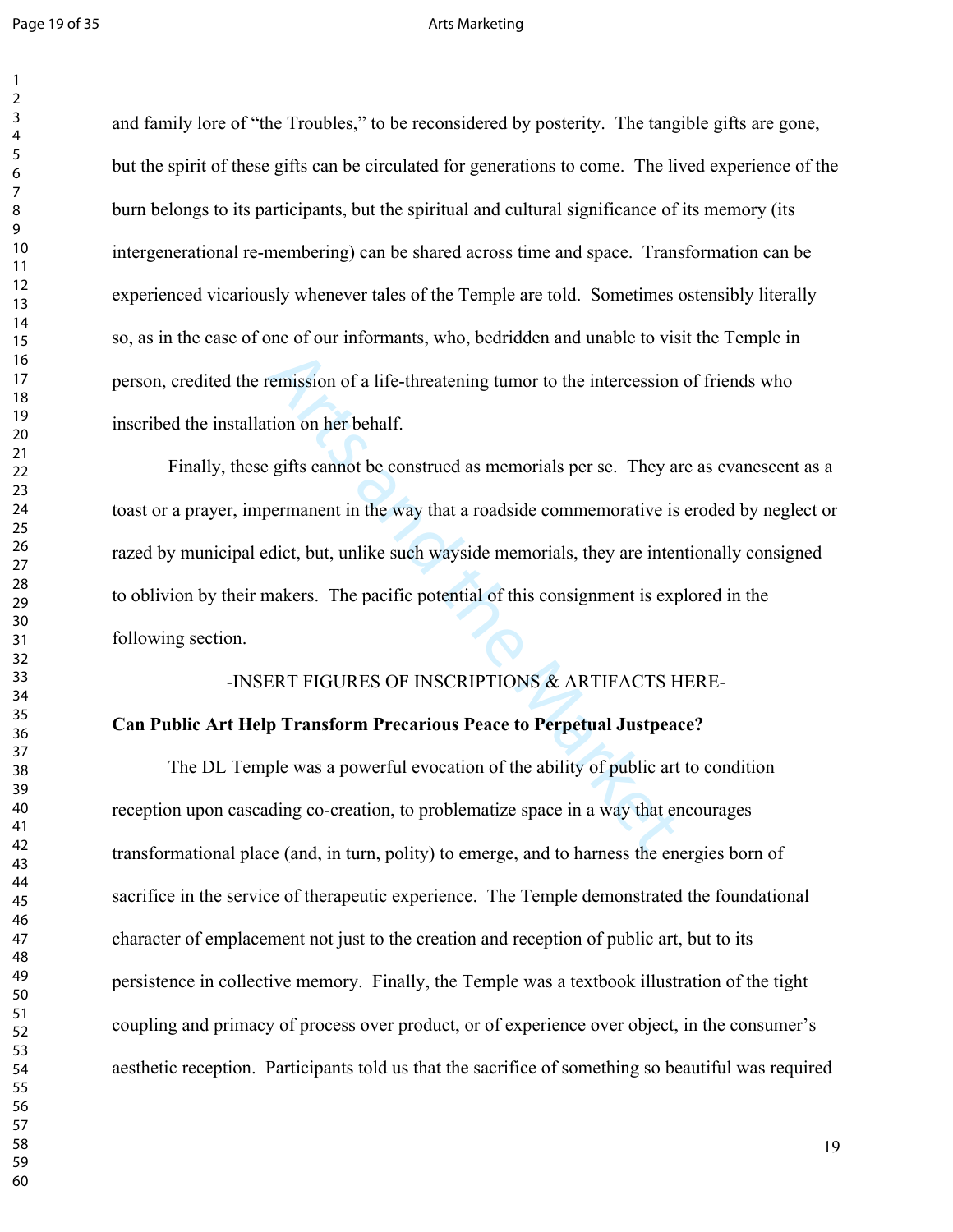and family lore of "the Troubles," to be reconsidered by posterity. The tangible gifts are gone, but the spirit of these gifts can be circulated for generations to come. The lived experience of the burn belongs to its participants, but the spiritual and cultural significance of its memory (its intergenerational re-membering) can be shared across time and space. Transformation can be experienced vicariously whenever tales of the Temple are told. Sometimes ostensibly literally so, as in the case of one of our informants, who, bedridden and unable to visit the Temple in person, credited the remission of a life-threatening tumor to the intercession of friends who inscribed the installation on her behalf.

Finally, these gifts cannot be construed as memorials per se. They are as evanescent as a toast or a prayer, impermanent in the way that a roadside commemorative is eroded by neglect or razed by municipal edict, but, unlike such wayside memorials, they are intentionally consigned to oblivion by their makers. The pacific potential of this consignment is explored in the following section.

-INSERT FIGURES OF INSCRIPTIONS & ARTIFACTS HERE-

**Can Public Art Help Transform Precarious Peace to Perpetual Justpeace?**

The DL Temple was a powerful evocation of the ability of public art to condition reception upon cascading co-creation, to problematize space in a way that encourages transformational place (and, in turn, polity) to emerge, and to harness the energies born of sacrifice in the service of therapeutic experience. The Temple demonstrated the foundational character of emplacement not just to the creation and reception of public art, but to its persistence in collective memory. Finally, the Temple was a textbook illustration of the tight coupling and primacy of process over product, or of experience over object, in the consumer's aesthetic reception. Participants told us that the sacrifice of something so beautiful was required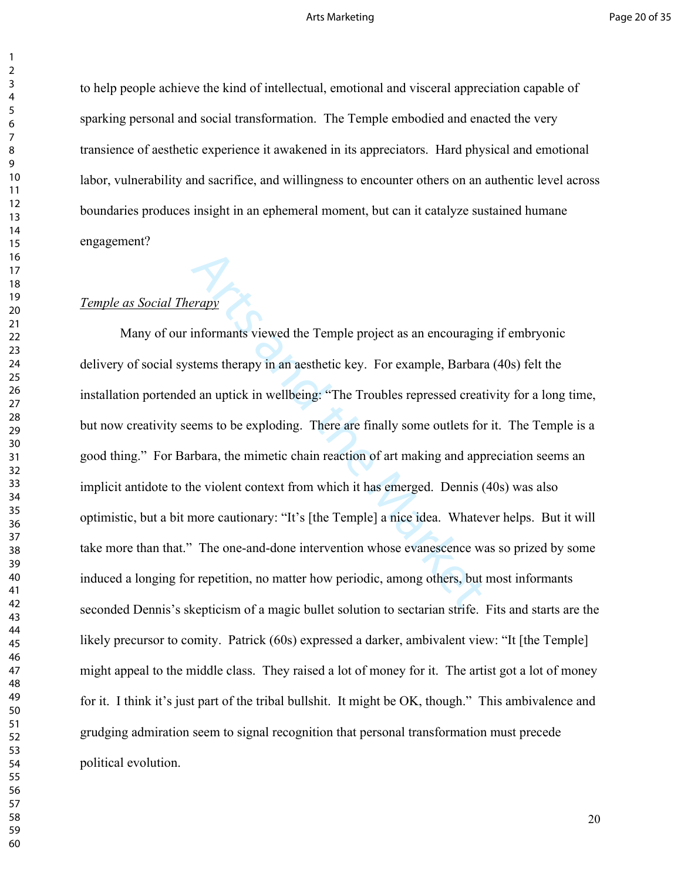to help people achieve the kind of intellectual, emotional and visceral appreciation capable of sparking personal and social transformation. The Temple embodied and enacted the very transience of aesthetic experience it awakened in its appreciators. Hard physical and emotional labor, vulnerability and sacrifice, and willingness to encounter others on an authentic level across boundaries produces insight in an ephemeral moment, but can it catalyze sustained humane engagement?

*Temple as Social Therapy*

Many of our informants viewed the Temple project as an encouraging if embryonic delivery of social systems therapy in an aesthetic key. For example, Barbara (40s) felt the installation portended an uptick in wellbeing: "The Troubles repressed creativity for a long time, but now creativity seems to be exploding. There are finally some outlets for it. The Temple is a good thing." For Barbara, the mimetic chain reaction of art making and appreciation seems an implicit antidote to the violent context from which it has emerged. Dennis (40s) was also optimistic, but a bit more cautionary: "It's [the Temple] a nice idea. Whatever helps. But it will take more than that." The one-and-done intervention whose evanescence was so prized by some induced a longing for repetition, no matter how periodic, among others, but most informants seconded Dennis's skepticism of a magic bullet solution to sectarian strife. Fits and starts are the likely precursor to comity. Patrick (60s) expressed a darker, ambivalent view: "It [the Temple] might appeal to the middle class. They raised a lot of money for it. The artist got a lot of money for it. I think it's just part of the tribal bullshit. It might be OK, though." This ambivalence and grudging admiration seem to signal recognition that personal transformation must precede political evolution.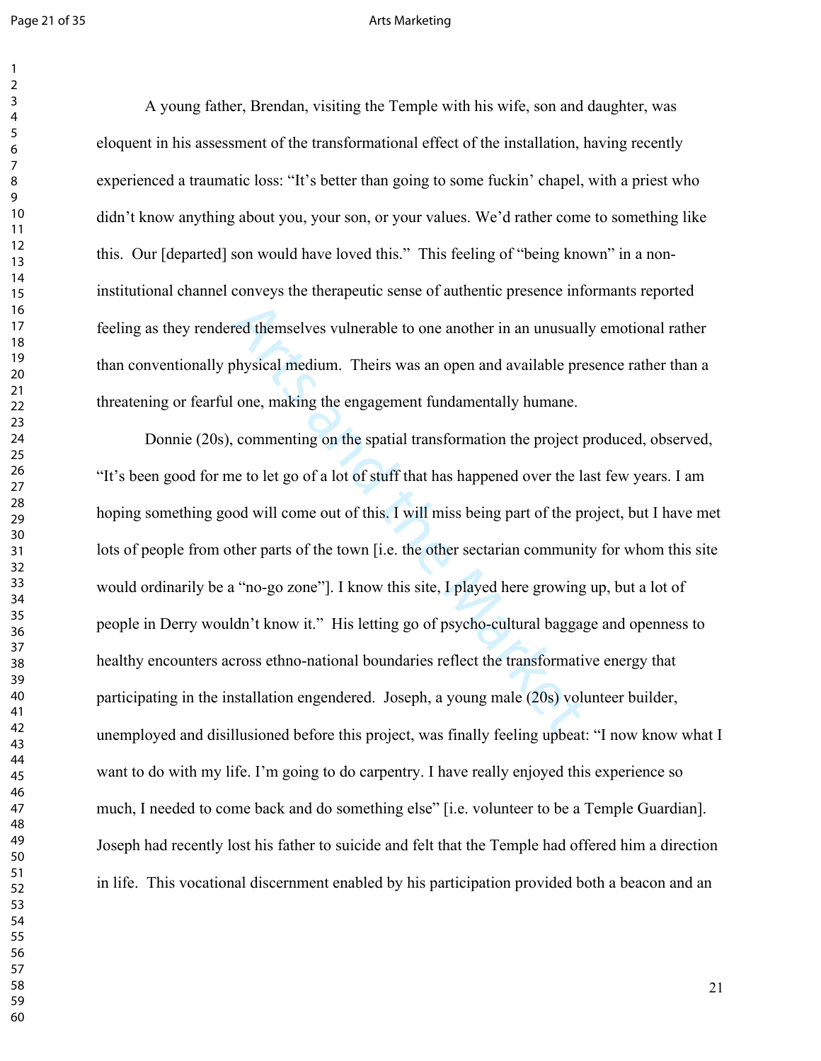A young father, Brendan, visiting the Temple with his wife, son and daughter, was eloquent in his assessment of the transformational effect of the installation, having recently experienced a traumatic loss: "It's better than going to some fuckin' chapel, with a priest who didn't know anything about you, your son, or your values. We'd rather come to something like this. Our [departed] son would have loved this." This feeling of "being known" in a non-institutional channel conveys the therapeutic sense of authentic presence informants reported feeling as they rendered themselves vulnerable to one another in an unusually emotional rather than conventionally physical medium. Theirs was an open and available presence rather than a threatening or fearful one, making the engagement fundamentally humane.

Donnie (20s), commenting on the spatial transformation the project produced, observed, "It's been good for me to let go of a lot of stuff that has happened over the last few years. I am hoping something good will come out of this. I will miss being part of the project, but I have met lots of people from other parts of the town [i.e. the other sectarian community for whom this site would ordinarily be a "no-go zone"]. I know this site, I played here growing up, but a lot of people in Derry wouldn't know it." His letting go of psycho-cultural baggage and openness to healthy encounters across ethno-national boundaries reflect the transformative energy that participating in the installation engendered. Joseph, a young male (20s) volunteer builder, unemployed and disillusioned before this project, was finally feeling upbeat: "I now know what I want to do with my life. I'm going to do carpentry. I have really enjoyed this experience so much, I needed to come back and do something else" [i.e. volunteer to be a Temple Guardian]. Joseph had recently lost his father to suicide and felt that the Temple had offered him a direction in life. This vocational discernment enabled by his participation provided both a beacon and an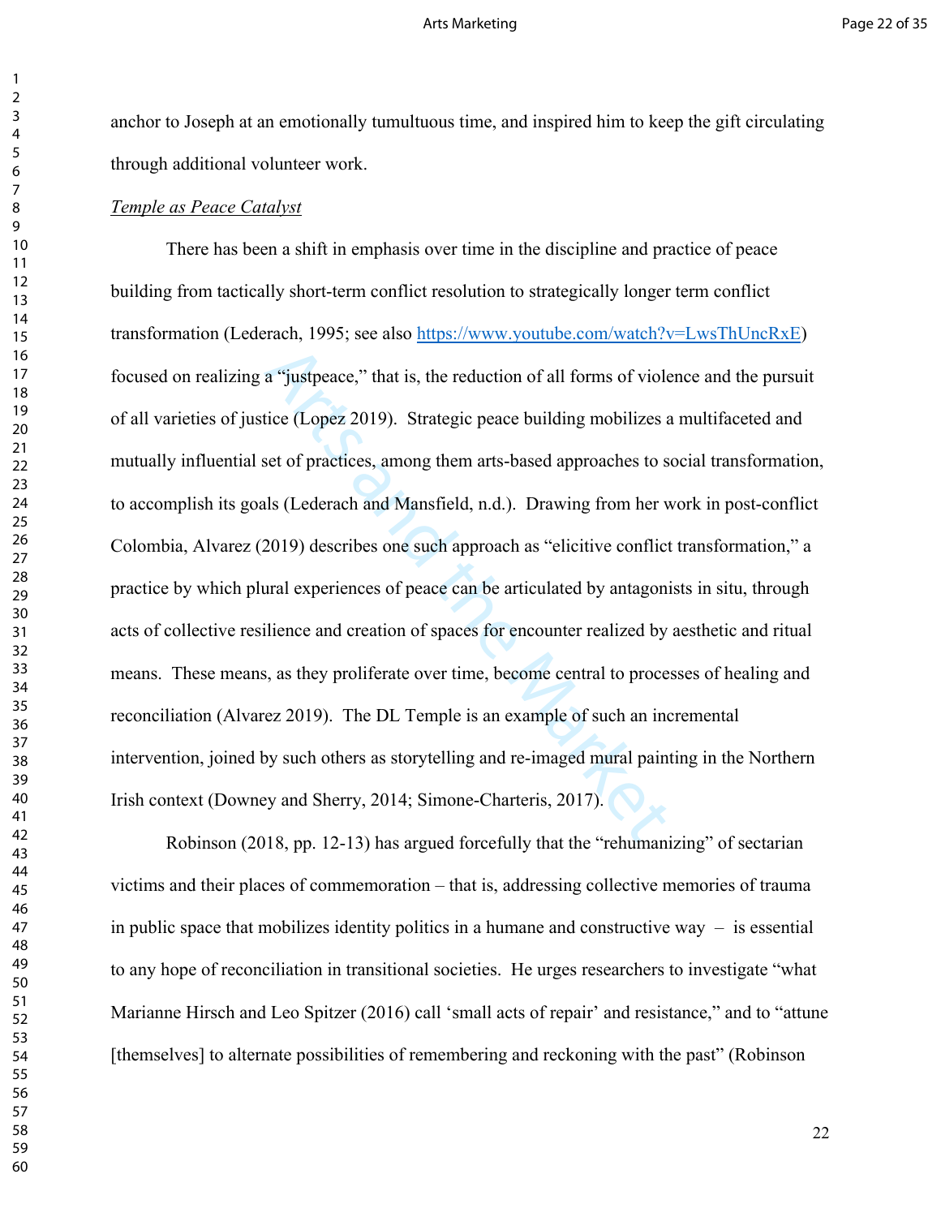anchor to Joseph at an emotionally tumultuous time, and inspired him to keep the gift circulating through additional volunteer work.

*Temple as Peace Catalyst*

There has been a shift in emphasis over time in the discipline and practice of peace building from tactically short-term conflict resolution to strategically longer term conflict transformation (Lederach, 1995; see also https://www.youtube.com/watch?v=LwsThUncRxE) focused on realizing a "justpeace," that is, the reduction of all forms of violence and the pursuit of all varieties of justice (Lopez 2019). Strategic peace building mobilizes a multifaceted and mutually influential set of practices, among them arts-based approaches to social transformation, to accomplish its goals (Lederach and Mansfield, n.d.). Drawing from her work in post-conflict Colombia, Alvarez (2019) describes one such approach as "elicitive conflict transformation," a practice by which plural experiences of peace can be articulated by antagonists in situ, through acts of collective resilience and creation of spaces for encounter realized by aesthetic and ritual means. These means, as they proliferate over time, become central to processes of healing and reconciliation (Alvarez 2019). The DL Temple is an example of such an incremental intervention, joined by such others as storytelling and re-imaged mural painting in the Northern Irish context (Downey and Sherry, 2014; Simone-Charteris, 2017).

Robinson (2018, pp. 12-13) has argued forcefully that the "rehumanizing" of sectarian victims and their places of commemoration – that is, addressing collective memories of trauma in public space that mobilizes identity politics in a humane and constructive way – is essential to any hope of reconciliation in transitional societies. He urges researchers to investigate "what Marianne Hirsch and Leo Spitzer (2016) call 'small acts of repair' and resistance," and to "attune [themselves] to alternate possibilities of remembering and reckoning with the past" (Robinson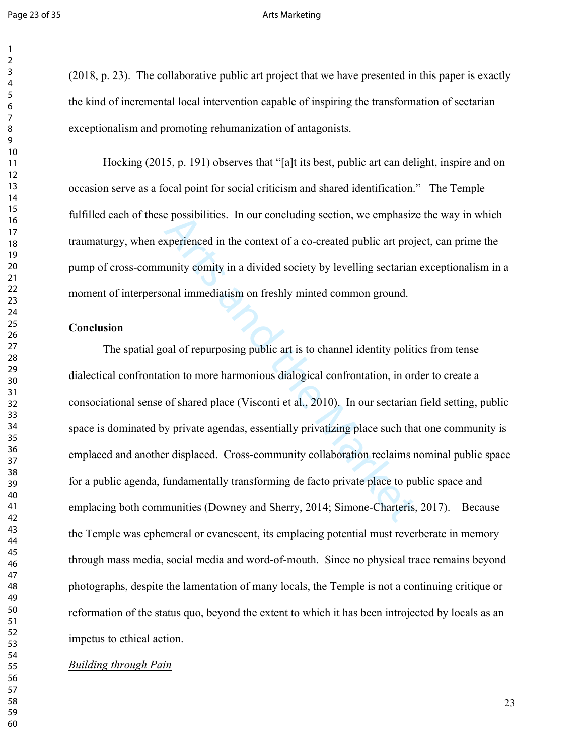(2018, p. 23). The collaborative public art project that we have presented in this paper is exactly the kind of incremental local intervention capable of inspiring the transformation of sectarian exceptionalism and promoting rehumanization of antagonists.

Hocking (2015, p. 191) observes that "[a]t its best, public art can delight, inspire and on occasion serve as a focal point for social criticism and shared identification." The Temple fulfilled each of these possibilities. In our concluding section, we emphasize the way in which traumaturgy, when experienced in the context of a co-created public art project, can prime the pump of cross-community comity in a divided society by levelling sectarian exceptionalism in a moment of interpersonal immediatism on freshly minted common ground.

## Conclusion

The spatial goal of repurposing public art is to channel identity politics from tense dialectical confrontation to more harmonious dialogical confrontation, in order to create a consociational sense of shared place (Visconti et al., 2010). In our sectarian field setting, public space is dominated by private agendas, essentially privatizing place such that one community is emplaced and another displaced. Cross-community collaboration reclaims nominal public space for a public agenda, fundamentally transforming de facto private place to public space and emplacing both communities (Downey and Sherry, 2014; Simone-Charteris, 2017). Because the Temple was ephemeral or evanescent, its emplacing potential must reverberate in memory through mass media, social media and word-of-mouth. Since no physical trace remains beyond photographs, despite the lamentation of many locals, the Temple is not a continuing critique or reformation of the status quo, beyond the extent to which it has been introjected by locals as an impetus to ethical action.

### *Building through Pain*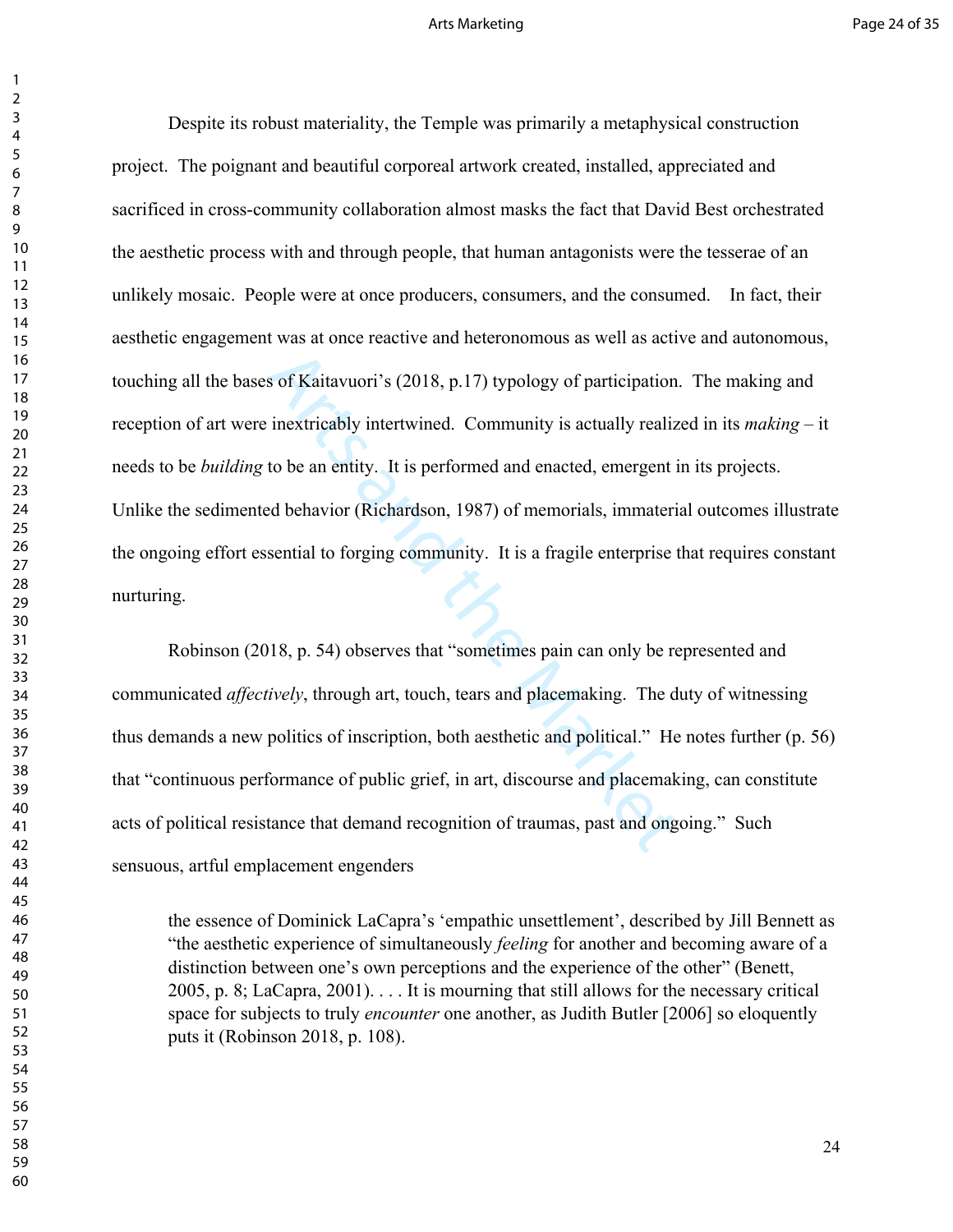Despite its robust materiality, the Temple was primarily a metaphysical construction project. The poignant and beautiful corporeal artwork created, installed, appreciated and sacrificed in cross-community collaboration almost masks the fact that David Best orchestrated the aesthetic process with and through people, that human antagonists were the tesserae of an unlikely mosaic. People were at once producers, consumers, and the consumed. In fact, their aesthetic engagement was at once reactive and heteronomous as well as active and autonomous, touching all the bases of Kaitavuori's (2018, p.17) typology of participation. The making and reception of art were inextricably intertwined. Community is actually realized in its *making* – it needs to be *building* to be an entity. It is performed and enacted, emergent in its projects. Unlike the sedimented behavior (Richardson, 1987) of memorials, immaterial outcomes illustrate the ongoing effort essential to forging community. It is a fragile enterprise that requires constant nurturing.

Robinson (2018, p. 54) observes that "sometimes pain can only be represented and communicated *affectively*, through art, touch, tears and placemaking. The duty of witnessing thus demands a new politics of inscription, both aesthetic and political." He notes further (p. 56) that "continuous performance of public grief, in art, discourse and placemaking, can constitute acts of political resistance that demand recognition of traumas, past and ongoing." Such sensuous, artful emplacement engenders

> the essence of Dominick LaCapra's 'empathic unsettlement', described by Jill Bennett as "the aesthetic experience of simultaneously *feeling* for another and becoming aware of a distinction between one's own perceptions and the experience of the other" (Benett, 2005, p. 8; LaCapra, 2001). . . . It is mourning that still allows for the necessary critical space for subjects to truly *encounter* one another, as Judith Butler [2006] so eloquently puts it (Robinson 2018, p. 108).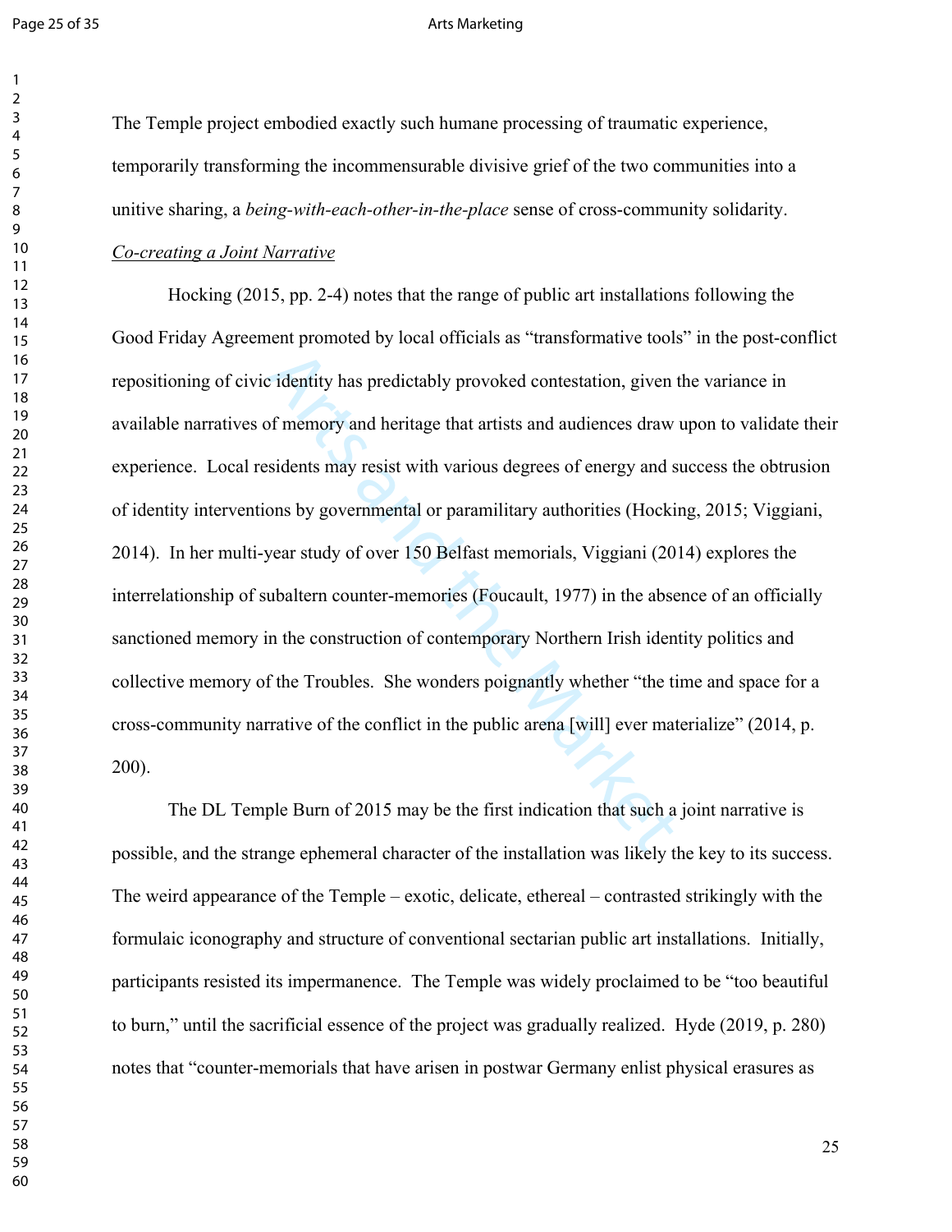The Temple project embodied exactly such humane processing of traumatic experience, temporarily transforming the incommensurable divisive grief of the two communities into a unitive sharing, a *being-with-each-other-in-the-place* sense of cross-community solidarity.

*Co-creating a Joint Narrative*

Hocking (2015, pp. 2-4) notes that the range of public art installations following the Good Friday Agreement promoted by local officials as "transformative tools" in the post-conflict repositioning of civic identity has predictably provoked contestation, given the variance in available narratives of memory and heritage that artists and audiences draw upon to validate their experience. Local residents may resist with various degrees of energy and success the obtrusion of identity interventions by governmental or paramilitary authorities (Hocking, 2015; Viggiani, 2014). In her multi-year study of over 150 Belfast memorials, Viggiani (2014) explores the interrelationship of subaltern counter-memories (Foucault, 1977) in the absence of an officially sanctioned memory in the construction of contemporary Northern Irish identity politics and collective memory of the Troubles. She wonders poignantly whether "the time and space for a cross-community narrative of the conflict in the public arena [will] ever materialize" (2014, p. 200).

The DL Temple Burn of 2015 may be the first indication that such a joint narrative is possible, and the strange ephemeral character of the installation was likely the key to its success. The weird appearance of the Temple – exotic, delicate, ethereal – contrasted strikingly with the formulaic iconography and structure of conventional sectarian public art installations. Initially, participants resisted its impermanence. The Temple was widely proclaimed to be "too beautiful to burn," until the sacrificial essence of the project was gradually realized. Hyde (2019, p. 280) notes that "counter-memorials that have arisen in postwar Germany enlist physical erasures as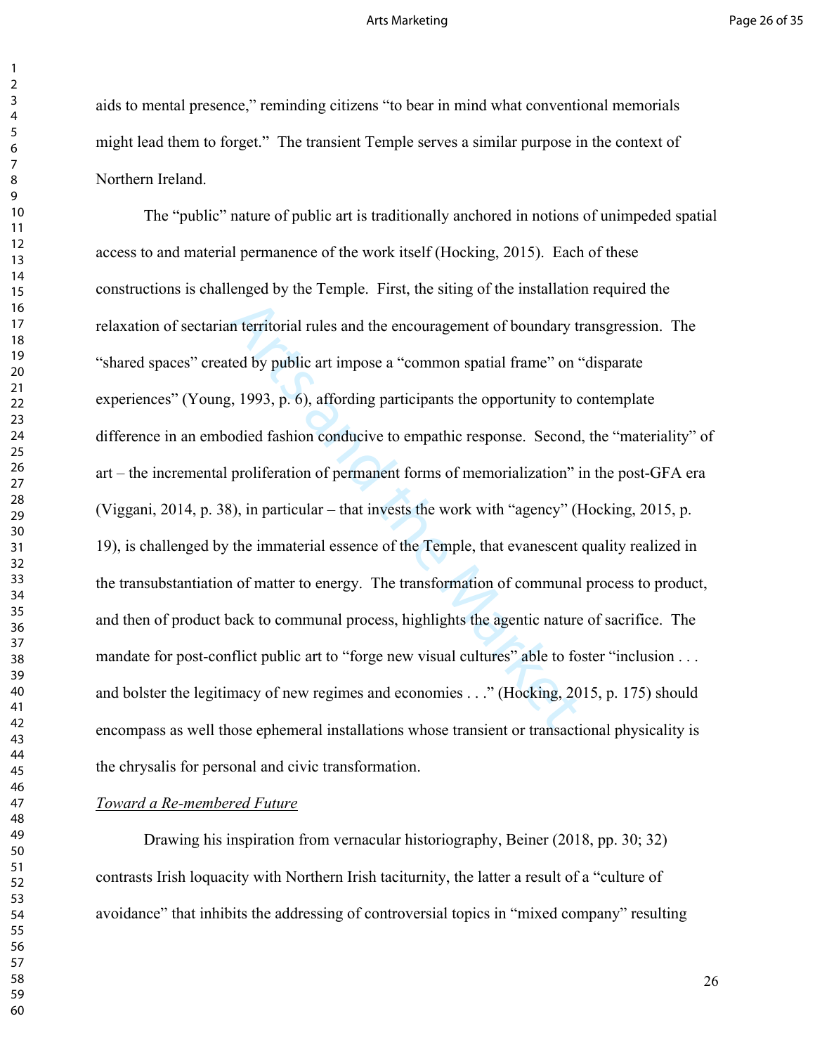aids to mental presence," reminding citizens "to bear in mind what conventional memorials might lead them to forget." The transient Temple serves a similar purpose in the context of Northern Ireland.

The "public" nature of public art is traditionally anchored in notions of unimpeded spatial access to and material permanence of the work itself (Hocking, 2015). Each of these constructions is challenged by the Temple. First, the siting of the installation required the relaxation of sectarian territorial rules and the encouragement of boundary transgression. The "shared spaces" created by public art impose a "common spatial frame" on "disparate experiences" (Young, 1993, p. 6), affording participants the opportunity to contemplate difference in an embodied fashion conducive to empathic response. Second, the "materiality" of art – the incremental proliferation of permanent forms of memorialization" in the post-GFA era (Viggani, 2014, p. 38), in particular – that invests the work with "agency" (Hocking, 2015, p. 19), is challenged by the immaterial essence of the Temple, that evanescent quality realized in the transubstantiation of matter to energy. The transformation of communal process to product, and then of product back to communal process, highlights the agentic nature of sacrifice. The mandate for post-conflict public art to "forge new visual cultures" able to foster "inclusion . . . and bolster the legitimacy of new regimes and economies . . ." (Hocking, 2015, p. 175) should encompass as well those ephemeral installations whose transient or transactional physicality is the chrysalis for personal and civic transformation.

*Toward a Re-membered Future*

Drawing his inspiration from vernacular historiography, Beiner (2018, pp. 30; 32) contrasts Irish loquacity with Northern Irish taciturnity, the latter a result of a "culture of avoidance" that inhibits the addressing of controversial topics in "mixed company" resulting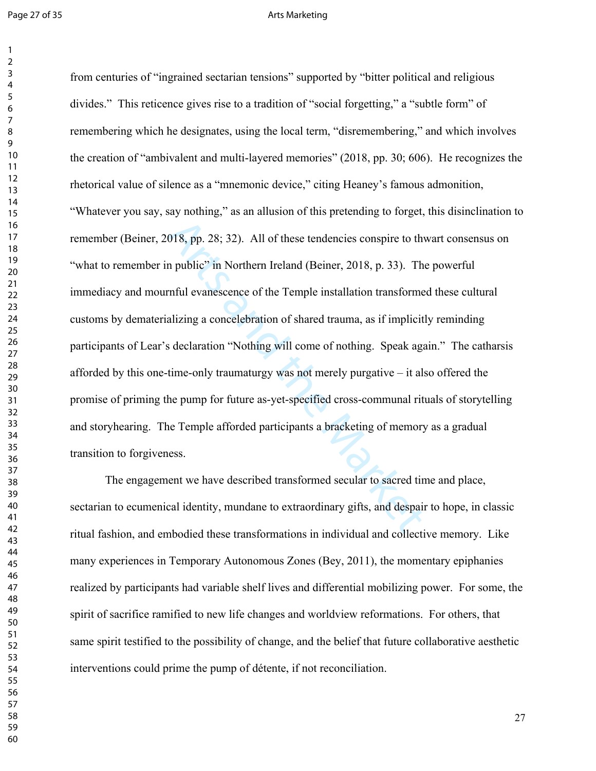from centuries of "ingrained sectarian tensions" supported by "bitter political and religious divides." This reticence gives rise to a tradition of "social forgetting," a "subtle form" of remembering which he designates, using the local term, "disremembering," and which involves the creation of "ambivalent and multi-layered memories" (2018, pp. 30; 606). He recognizes the rhetorical value of silence as a "mnemonic device," citing Heaney's famous admonition, "Whatever you say, say nothing," as an allusion of this pretending to forget, this disinclination to remember (Beiner, 2018, pp. 28; 32). All of these tendencies conspire to thwart consensus on "what to remember in public" in Northern Ireland (Beiner, 2018, p. 33). The powerful immediacy and mournful evanescence of the Temple installation transformed these cultural customs by dematerializing a concelebration of shared trauma, as if implicitly reminding participants of Lear's declaration "Nothing will come of nothing. Speak again." The catharsis afforded by this one-time-only traumaturgy was not merely purgative – it also offered the promise of priming the pump for future as-yet-specified cross-communal rituals of storytelling and storyhearing. The Temple afforded participants a bracketing of memory as a gradual transition to forgiveness.

The engagement we have described transformed secular to sacred time and place, sectarian to ecumenical identity, mundane to extraordinary gifts, and despair to hope, in classic ritual fashion, and embodied these transformations in individual and collective memory. Like many experiences in Temporary Autonomous Zones (Bey, 2011), the momentary epiphanies realized by participants had variable shelf lives and differential mobilizing power. For some, the spirit of sacrifice ramified to new life changes and worldview reformations. For others, that same spirit testified to the possibility of change, and the belief that future collaborative aesthetic interventions could prime the pump of détente, if not reconciliation.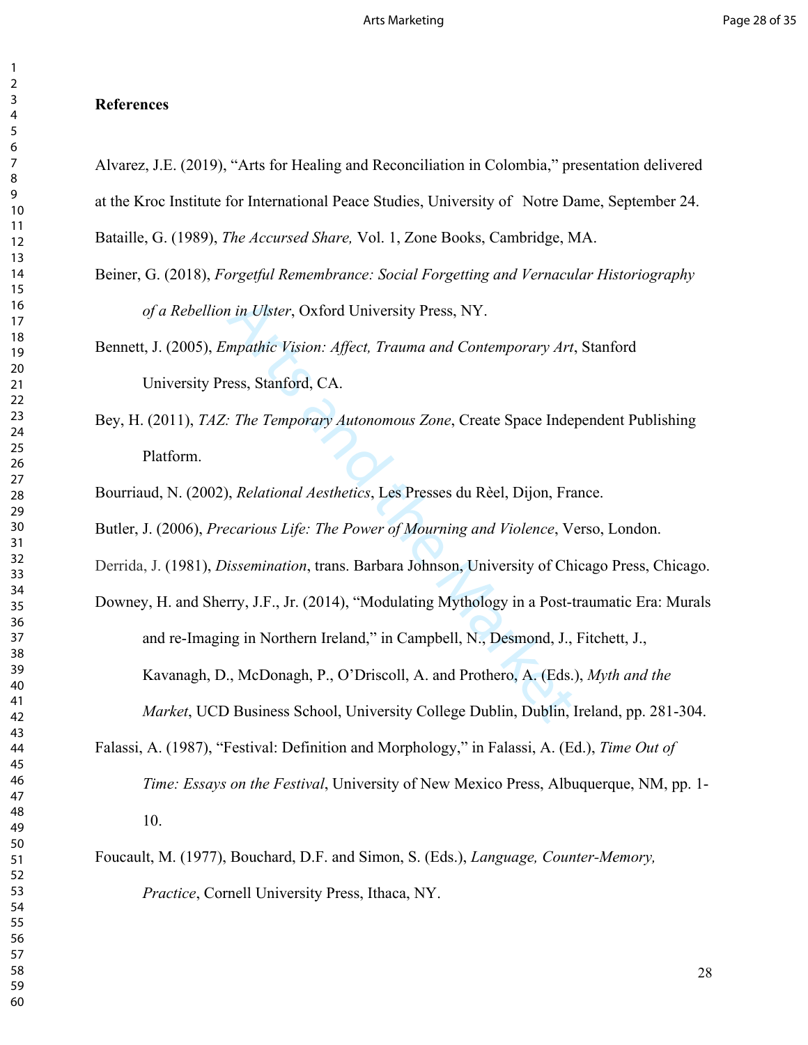**References**

Alvarez, J.E. (2019), "Arts for Healing and Reconciliation in Colombia," presentation delivered at the Kroc Institute for International Peace Studies, University of Notre Dame, September 24.

Bataille, G. (1989), *The Accursed Share,* Vol. 1, Zone Books, Cambridge, MA.

Beiner, G. (2018), *Forgetful Remembrance: Social Forgetting and Vernacular Historiography of a Rebellion in Ulster*, Oxford University Press, NY.

Bennett, J. (2005), *Empathic Vision: Affect, Trauma and Contemporary Art*, Stanford University Press, Stanford, CA.

Bey, H. (2011), *TAZ: The Temporary Autonomous Zone*, Create Space Independent Publishing Platform.

Bourriaud, N. (2002), *Relational Aesthetics*, Les Presses du Rèel, Dijon, France.

Butler, J. (2006), *Precarious Life: The Power of Mourning and Violence*, Verso, London.

Derrida, J. (1981), *Dissemination*, trans. Barbara Johnson, University of Chicago Press, Chicago.

Downey, H. and Sherry, J.F., Jr. (2014), "Modulating Mythology in a Post-traumatic Era: Murals and re-Imaging in Northern Ireland," in Campbell, N., Desmond, J., Fitchett, J., Kavanagh, D., McDonagh, P., O'Driscoll, A. and Prothero, A. (Eds.), *Myth and the Market*, UCD Business School, University College Dublin, Dublin, Ireland, pp. 281-304.

Falassi, A. (1987), "Festival: Definition and Morphology," in Falassi, A. (Ed.), *Time Out of Time: Essays on the Festival*, University of New Mexico Press, Albuquerque, NM, pp. 1-10.

Foucault, M. (1977), Bouchard, D.F. and Simon, S. (Eds.), *Language, Counter-Memory, Practice*, Cornell University Press, Ithaca, NY.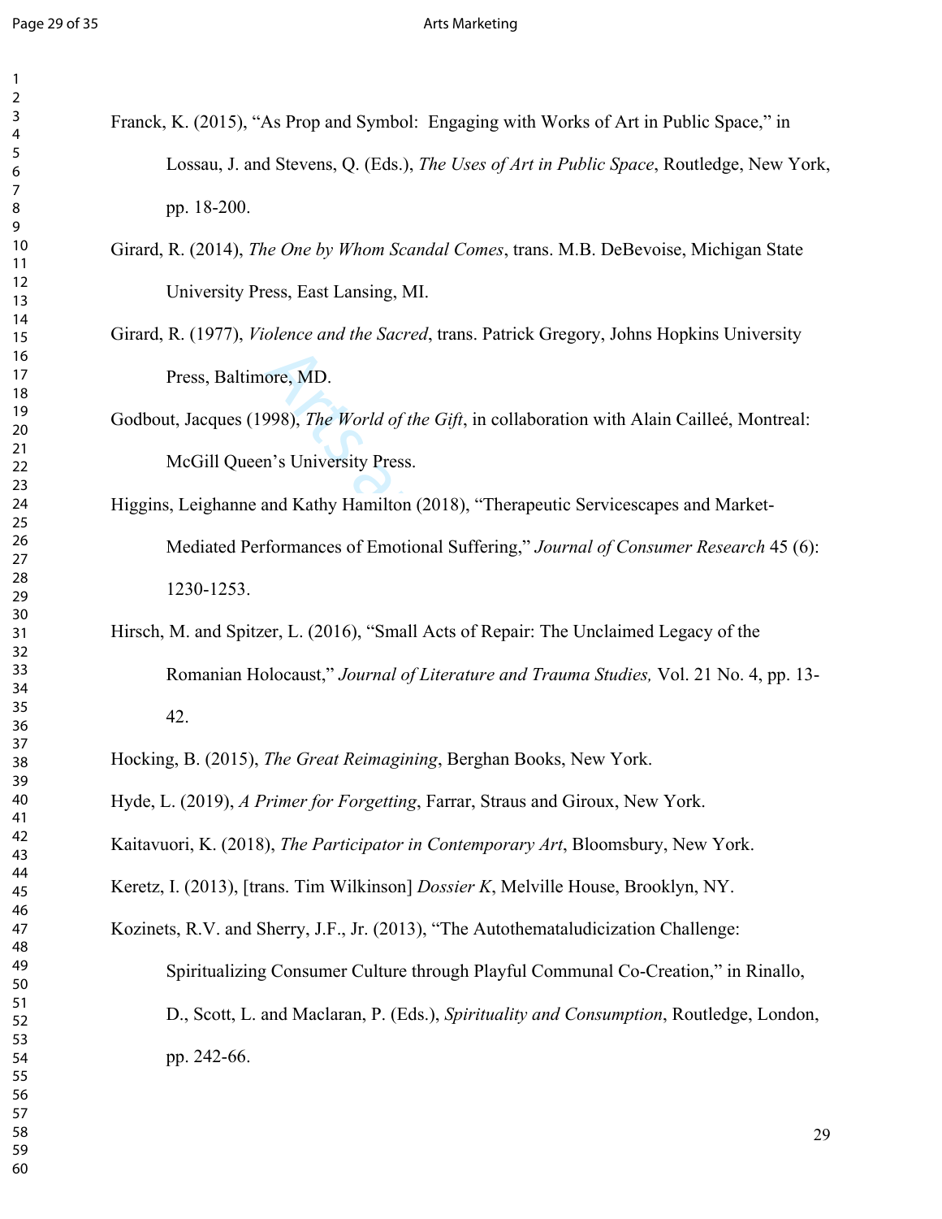Franck, K. (2015), "As Prop and Symbol: Engaging with Works of Art in Public Space," in Lossau, J. and Stevens, Q. (Eds.), *The Uses of Art in Public Space*, Routledge, New York, pp. 18-200.

Girard, R. (2014), *The One by Whom Scandal Comes*, trans. M.B. DeBevoise, Michigan State University Press, East Lansing, MI.

Girard, R. (1977), *Violence and the Sacred*, trans. Patrick Gregory, Johns Hopkins University Press, Baltimore, MD.

Godbout, Jacques (1998), *The World of the Gift*, in collaboration with Alain Cailleé, Montreal: McGill Queen's University Press.

Higgins, Leighanne and Kathy Hamilton (2018), "Therapeutic Servicescapes and Market-Mediated Performances of Emotional Suffering," *Journal of Consumer Research* 45 (6): 1230-1253.

Hirsch, M. and Spitzer, L. (2016), "Small Acts of Repair: The Unclaimed Legacy of the Romanian Holocaust," *Journal of Literature and Trauma Studies,* Vol. 21 No. 4, pp. 13-42.

Hocking, B. (2015), *The Great Reimagining*, Berghan Books, New York.

Hyde, L. (2019), *A Primer for Forgetting*, Farrar, Straus and Giroux, New York.

Kaitavuori, K. (2018), *The Participator in Contemporary Art*, Bloomsbury, New York.

Keretz, I. (2013), [trans. Tim Wilkinson] *Dossier K*, Melville House, Brooklyn, NY.

Kozinets, R.V. and Sherry, J.F., Jr. (2013), "The Autothemataludicization Challenge: Spiritualizing Consumer Culture through Playful Communal Co-Creation," in Rinallo, D., Scott, L. and Maclaran, P. (Eds.), *Spirituality and Consumption*, Routledge, London, pp. 242-66.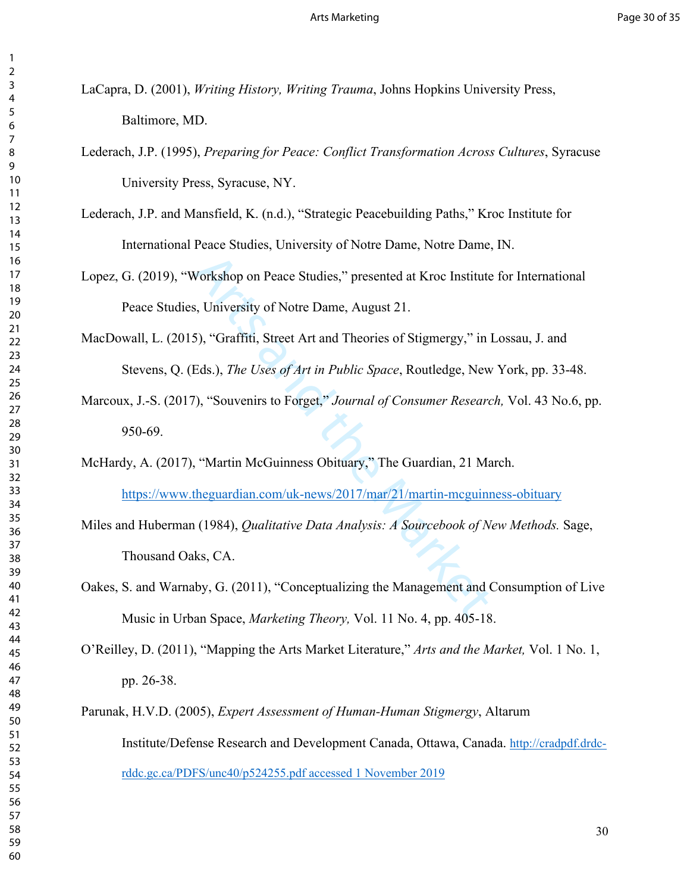LaCapra, D. (2001), *Writing History, Writing Trauma*, Johns Hopkins University Press, Baltimore, MD.

Lederach, J.P. (1995), *Preparing for Peace: Conflict Transformation Across Cultures*, Syracuse University Press, Syracuse, NY.

Lederach, J.P. and Mansfield, K. (n.d.), "Strategic Peacebuilding Paths," Kroc Institute for International Peace Studies, University of Notre Dame, Notre Dame, IN.

Lopez, G. (2019), "Workshop on Peace Studies," presented at Kroc Institute for International Peace Studies, University of Notre Dame, August 21.

MacDowall, L. (2015), "Graffiti, Street Art and Theories of Stigmergy," in Lossau, J. and Stevens, Q. (Eds.), *The Uses of Art in Public Space*, Routledge, New York, pp. 33-48.

Marcoux, J.-S. (2017), "Souvenirs to Forget," *Journal of Consumer Research,* Vol. 43 No.6, pp. 950-69.

McHardy, A. (2017), "Martin McGuinness Obituary," The Guardian, 21 March. https://www.theguardian.com/uk-news/2017/mar/21/martin-mcguinness-obituary

Miles and Huberman (1984), *Qualitative Data Analysis: A Sourcebook of New Methods.* Sage, Thousand Oaks, CA.

Oakes, S. and Warnaby, G. (2011), "Conceptualizing the Management and Consumption of Live Music in Urban Space, *Marketing Theory,* Vol. 11 No. 4, pp. 405-18.

O'Reilley, D. (2011), "Mapping the Arts Market Literature," *Arts and the Market,* Vol. 1 No. 1, pp. 26-38.

Parunak, H.V.D. (2005), *Expert Assessment of Human-Human Stigmergy*, Altarum Institute/Defense Research and Development Canada, Ottawa, Canada. http://cradpdf.drdc-rddc.gc.ca/PDFS/unc40/p524255.pdf accessed 1 November 2019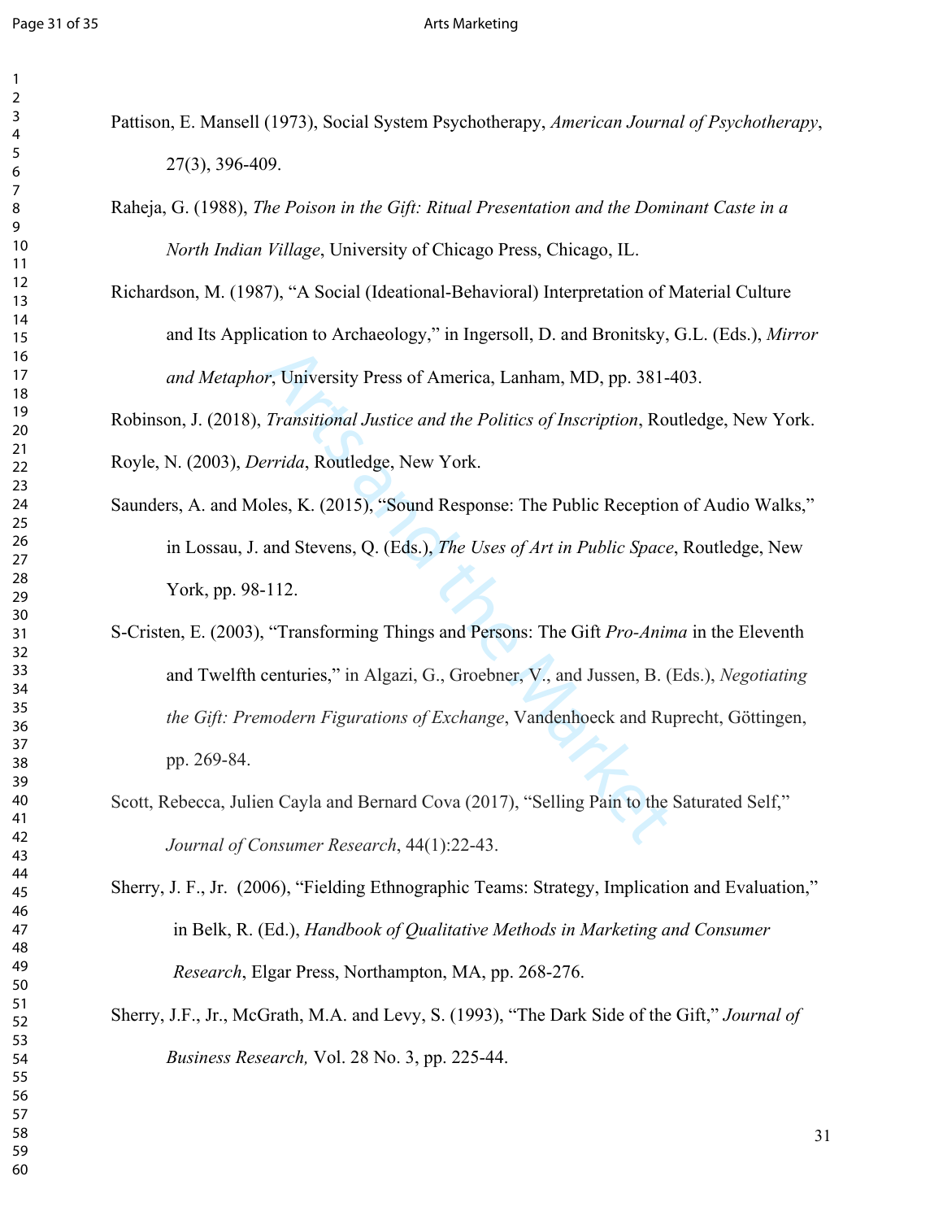Pattison, E. Mansell (1973), Social System Psychotherapy, *American Journal of Psychotherapy*, 27(3), 396-409.

Raheja, G. (1988), *The Poison in the Gift: Ritual Presentation and the Dominant Caste in a North Indian Village*, University of Chicago Press, Chicago, IL.

Richardson, M. (1987), "A Social (Ideational-Behavioral) Interpretation of Material Culture and Its Application to Archaeology," in Ingersoll, D. and Bronitsky, G.L. (Eds.), *Mirror and Metaphor*, University Press of America, Lanham, MD, pp. 381-403.

Robinson, J. (2018), *Transitional Justice and the Politics of Inscription*, Routledge, New York.

Royle, N. (2003), *Derrida*, Routledge, New York.

Saunders, A. and Moles, K. (2015), "Sound Response: The Public Reception of Audio Walks," in Lossau, J. and Stevens, Q. (Eds.), *The Uses of Art in Public Space*, Routledge, New York, pp. 98-112.

S-Cristen, E. (2003), "Transforming Things and Persons: The Gift *Pro-Anima* in the Eleventh and Twelfth centuries," in Algazi, G., Groebner, V., and Jussen, B. (Eds.), *Negotiating the Gift: Premodern Figurations of Exchange*, Vandenhoeck and Ruprecht, Göttingen, pp. 269-84.

Scott, Rebecca, Julien Cayla and Bernard Cova (2017), "Selling Pain to the Saturated Self," *Journal of Consumer Research*, 44(1):22-43.

Sherry, J. F., Jr. (2006), "Fielding Ethnographic Teams: Strategy, Implication and Evaluation," in Belk, R. (Ed.), *Handbook of Qualitative Methods in Marketing and Consumer Research*, Elgar Press, Northampton, MA, pp. 268-276.

Sherry, J.F., Jr., McGrath, M.A. and Levy, S. (1993), "The Dark Side of the Gift," *Journal of Business Research,* Vol. 28 No. 3, pp. 225-44.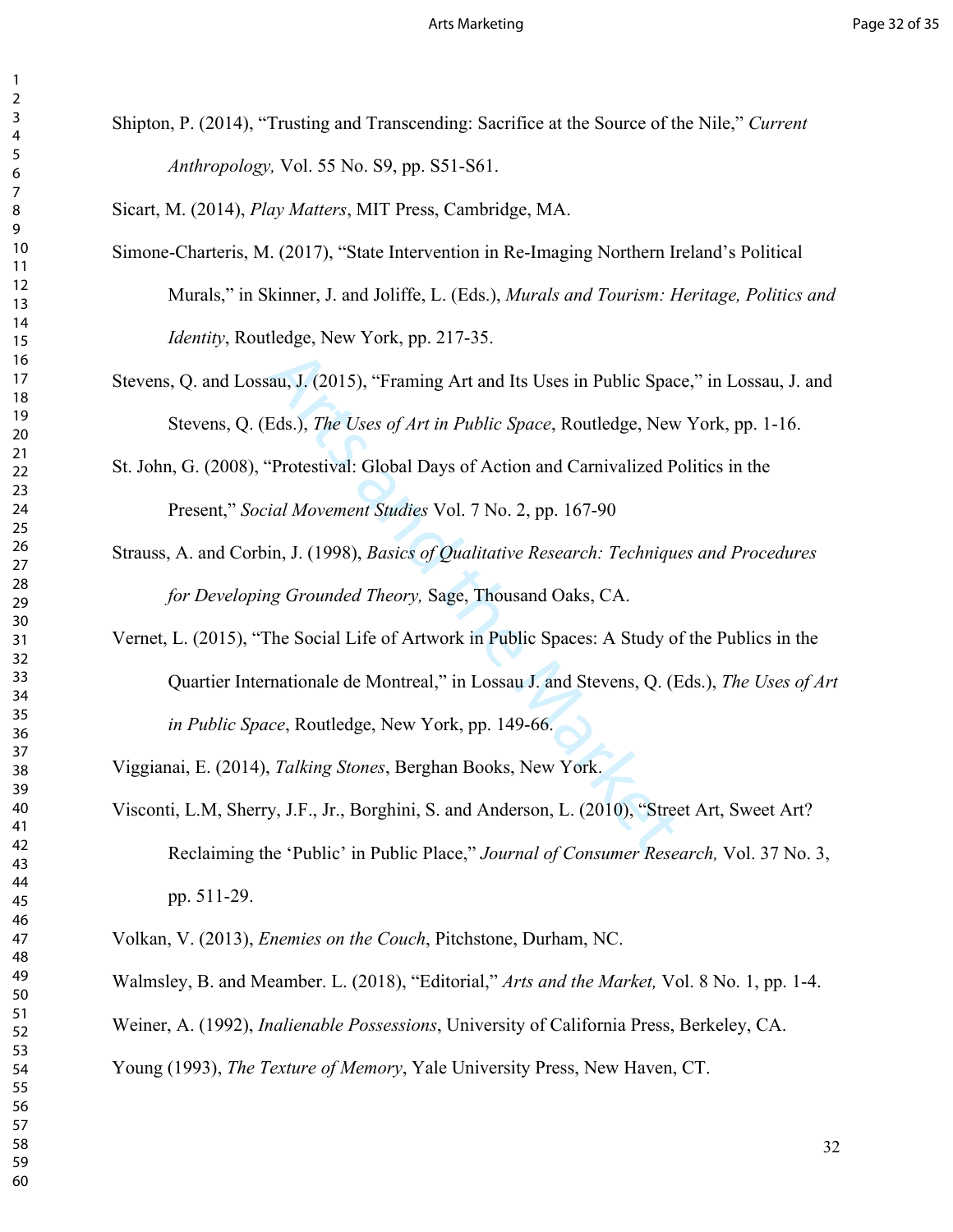Shipton, P. (2014), "Trusting and Transcending: Sacrifice at the Source of the Nile," *Current Anthropology,* Vol. 55 No. S9, pp. S51-S61.

Sicart, M. (2014), *Play Matters*, MIT Press, Cambridge, MA.

Simone-Charteris, M. (2017), "State Intervention in Re-Imaging Northern Ireland's Political Murals," in Skinner, J. and Joliffe, L. (Eds.), *Murals and Tourism: Heritage, Politics and Identity*, Routledge, New York, pp. 217-35.

Stevens, Q. and Lossau, J. (2015), "Framing Art and Its Uses in Public Space," in Lossau, J. and Stevens, Q. (Eds.), *The Uses of Art in Public Space*, Routledge, New York, pp. 1-16.

St. John, G. (2008), "Protestival: Global Days of Action and Carnivalized Politics in the Present," *Social Movement Studies* Vol. 7 No. 2, pp. 167-90

Strauss, A. and Corbin, J. (1998), *Basics of Qualitative Research: Techniques and Procedures for Developing Grounded Theory,* Sage, Thousand Oaks, CA.

Vernet, L. (2015), "The Social Life of Artwork in Public Spaces: A Study of the Publics in the Quartier Internationale de Montreal," in Lossau J. and Stevens, Q. (Eds.), *The Uses of Art in Public Space*, Routledge, New York, pp. 149-66.

Viggianai, E. (2014), *Talking Stones*, Berghan Books, New York.

Visconti, L.M, Sherry, J.F., Jr., Borghini, S. and Anderson, L. (2010), "Street Art, Sweet Art? Reclaiming the 'Public' in Public Place," *Journal of Consumer Research,* Vol. 37 No. 3, pp. 511-29.

Volkan, V. (2013), *Enemies on the Couch*, Pitchstone, Durham, NC.

Walmsley, B. and Meamber. L. (2018), "Editorial," *Arts and the Market,* Vol. 8 No. 1, pp. 1-4.

Weiner, A. (1992), *Inalienable Possessions*, University of California Press, Berkeley, CA.

Young (1993), *The Texture of Memory*, Yale University Press, New Haven, CT.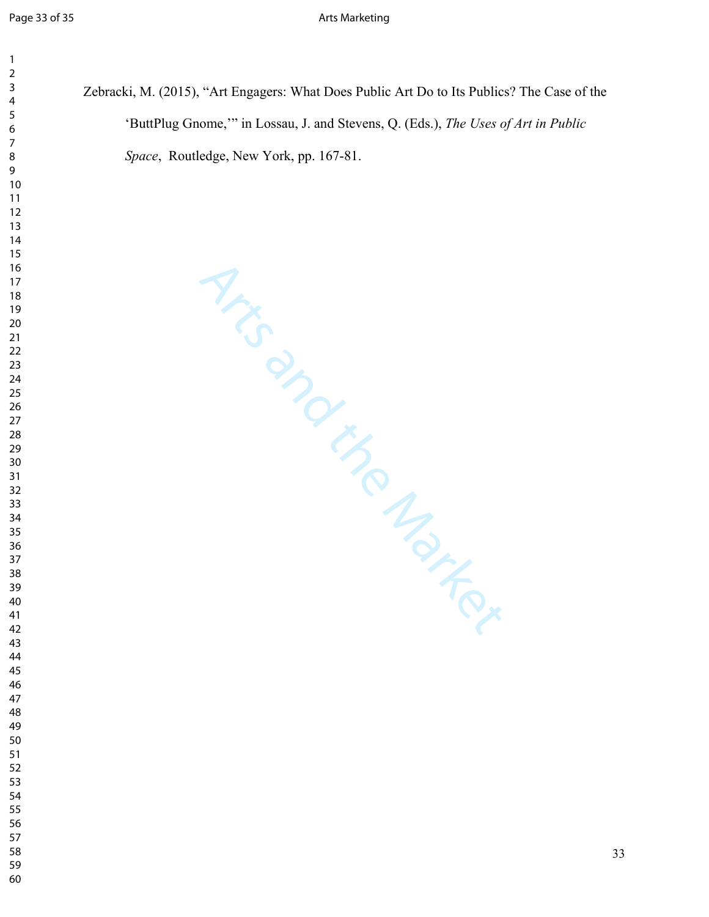Zebracki, M. (2015), “Art Engagers: What Does Public Art Do to Its Publics? The Case of the ‘ButtPlug Gnome,’” in Lossau, J. and Stevens, Q. (Eds.), *The Uses of Art in Public Space*, Routledge, New York, pp. 167-81.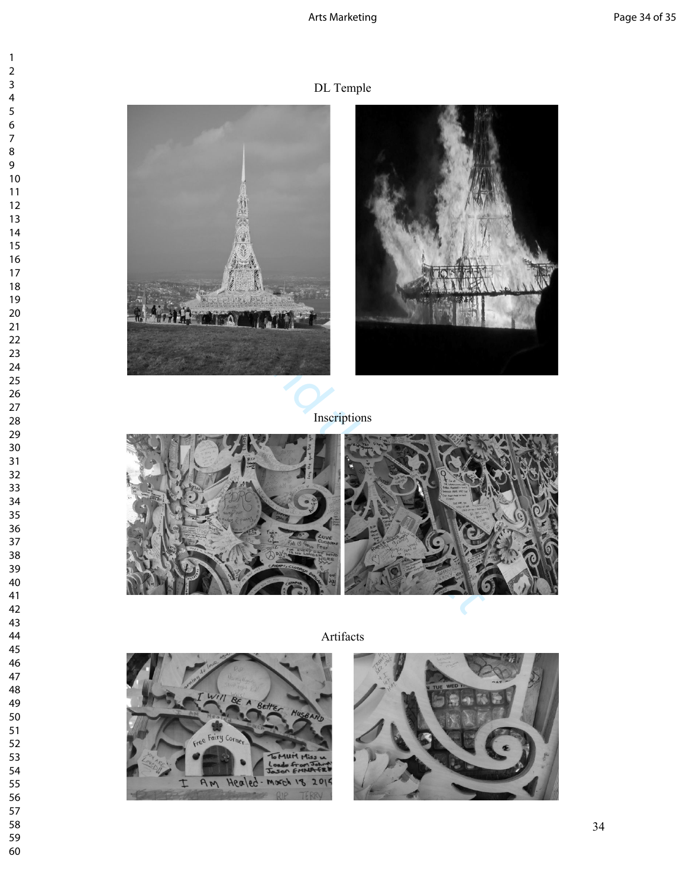DL Temple

Inscriptions

Artifacts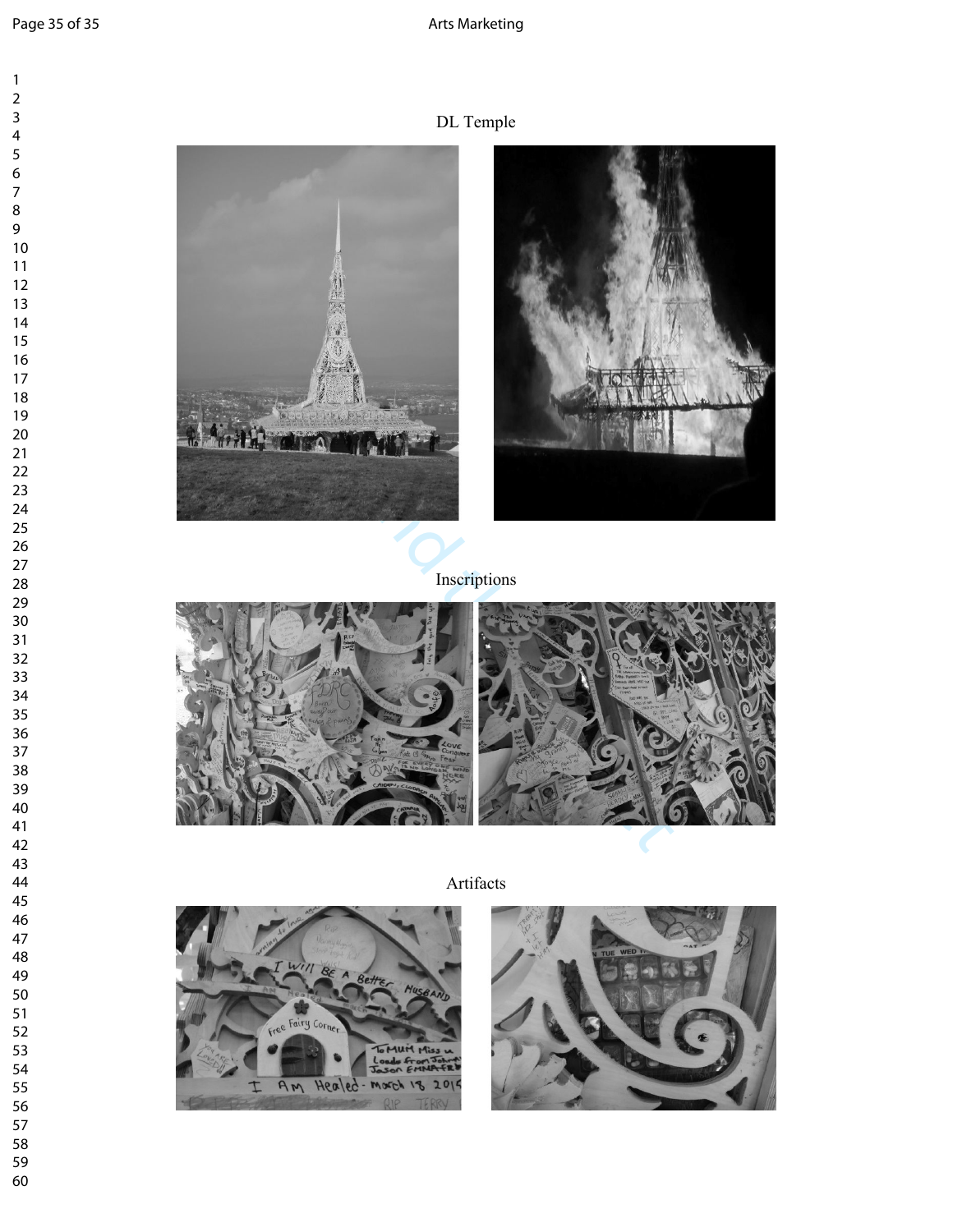DL Temple

Inscriptions

Artifacts